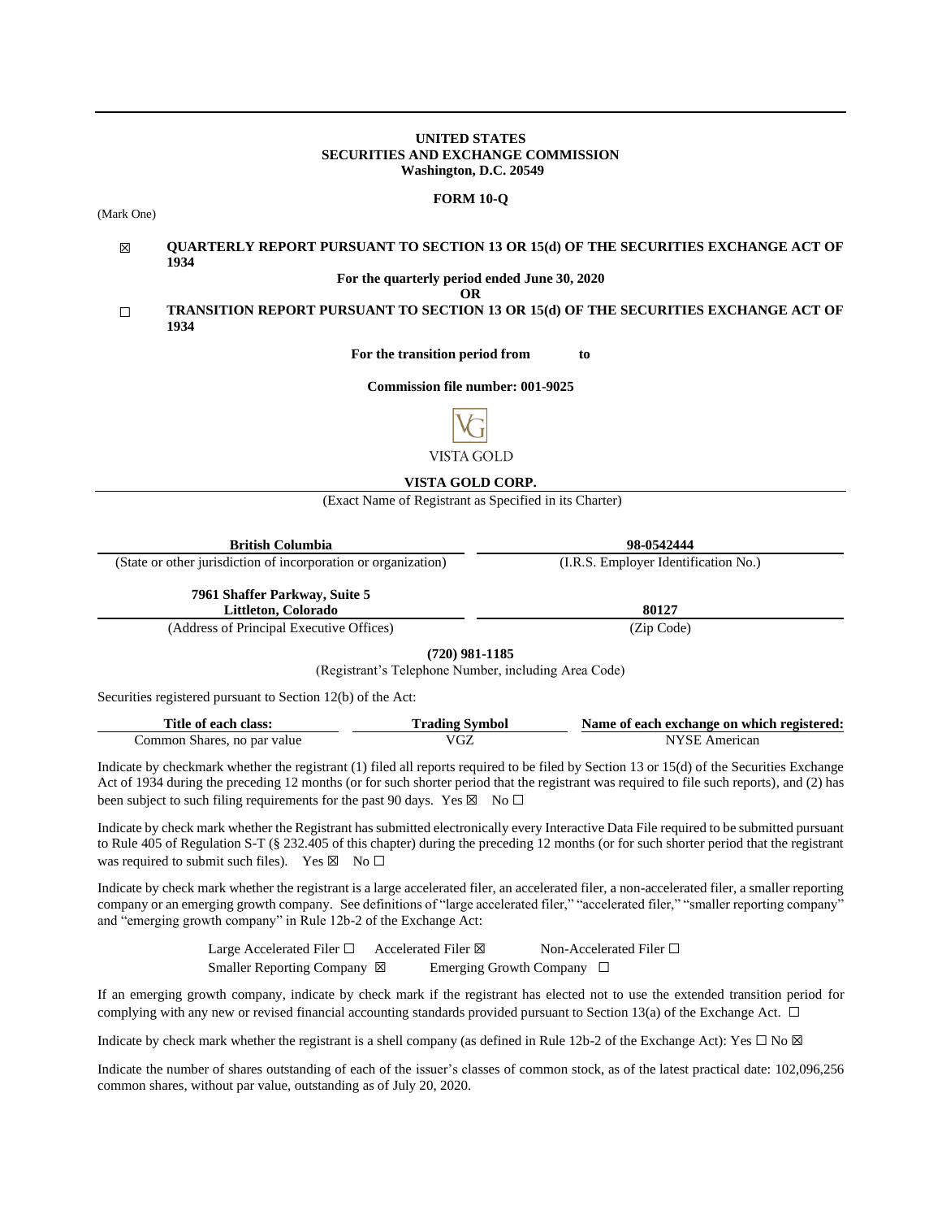**UNITED STATES**
**SECURITIES AND EXCHANGE COMMISSION**
**Washington, D.C. 20549**

**FORM 10-Q**

(Mark One)

☒ **QUARTERLY REPORT PURSUANT TO SECTION 13 OR 15(d) OF THE SECURITIES EXCHANGE ACT OF 1934**

**For the quarterly period ended June 30, 2020**

**OR**

☐ **TRANSITION REPORT PURSUANT TO SECTION 13 OR 15(d) OF THE SECURITIES EXCHANGE ACT OF 1934**

**For the transition period from to**

**Commission file number: 001-9025**

VISTA GOLD

**VISTA GOLD CORP.**

(Exact Name of Registrant as Specified in its Charter)

| **British Columbia** | **98-0542444** |
|---|---|
| (State or other jurisdiction of incorporation or organization) | (I.R.S. Employer Identification No.) |
| **7961 Shaffer Parkway, Suite 5 Littleton, Colorado** | **80127** |
| (Address of Principal Executive Offices) | (Zip Code) |

**(720) 981-1185**

(Registrant's Telephone Number, including Area Code)

Securities registered pursuant to Section 12(b) of the Act:

| Title of each class: | Trading Symbol | Name of each exchange on which registered: |
|---|---|---|
| Common Shares, no par value | VGZ | NYSE American |

Indicate by checkmark whether the registrant (1) filed all reports required to be filed by Section 13 or 15(d) of the Securities Exchange Act of 1934 during the preceding 12 months (or for such shorter period that the registrant was required to file such reports), and (2) has been subject to such filing requirements for the past 90 days. Yes ☒ No ☐

Indicate by check mark whether the Registrant has submitted electronically every Interactive Data File required to be submitted pursuant to Rule 405 of Regulation S-T (§ 232.405 of this chapter) during the preceding 12 months (or for such shorter period that the registrant was required to submit such files). Yes ☒ No ☐

Indicate by check mark whether the registrant is a large accelerated filer, an accelerated filer, a non-accelerated filer, a smaller reporting company or an emerging growth company. See definitions of "large accelerated filer," "accelerated filer," "smaller reporting company" and "emerging growth company" in Rule 12b-2 of the Exchange Act:

Large Accelerated Filer ☐ Accelerated Filer ☒ Non-Accelerated Filer ☐
Smaller Reporting Company ☒ Emerging Growth Company ☐

If an emerging growth company, indicate by check mark if the registrant has elected not to use the extended transition period for complying with any new or revised financial accounting standards provided pursuant to Section 13(a) of the Exchange Act. ☐

Indicate by check mark whether the registrant is a shell company (as defined in Rule 12b-2 of the Exchange Act): Yes ☐ No ☒

Indicate the number of shares outstanding of each of the issuer's classes of common stock, as of the latest practical date: 102,096,256 common shares, without par value, outstanding as of July 20, 2020.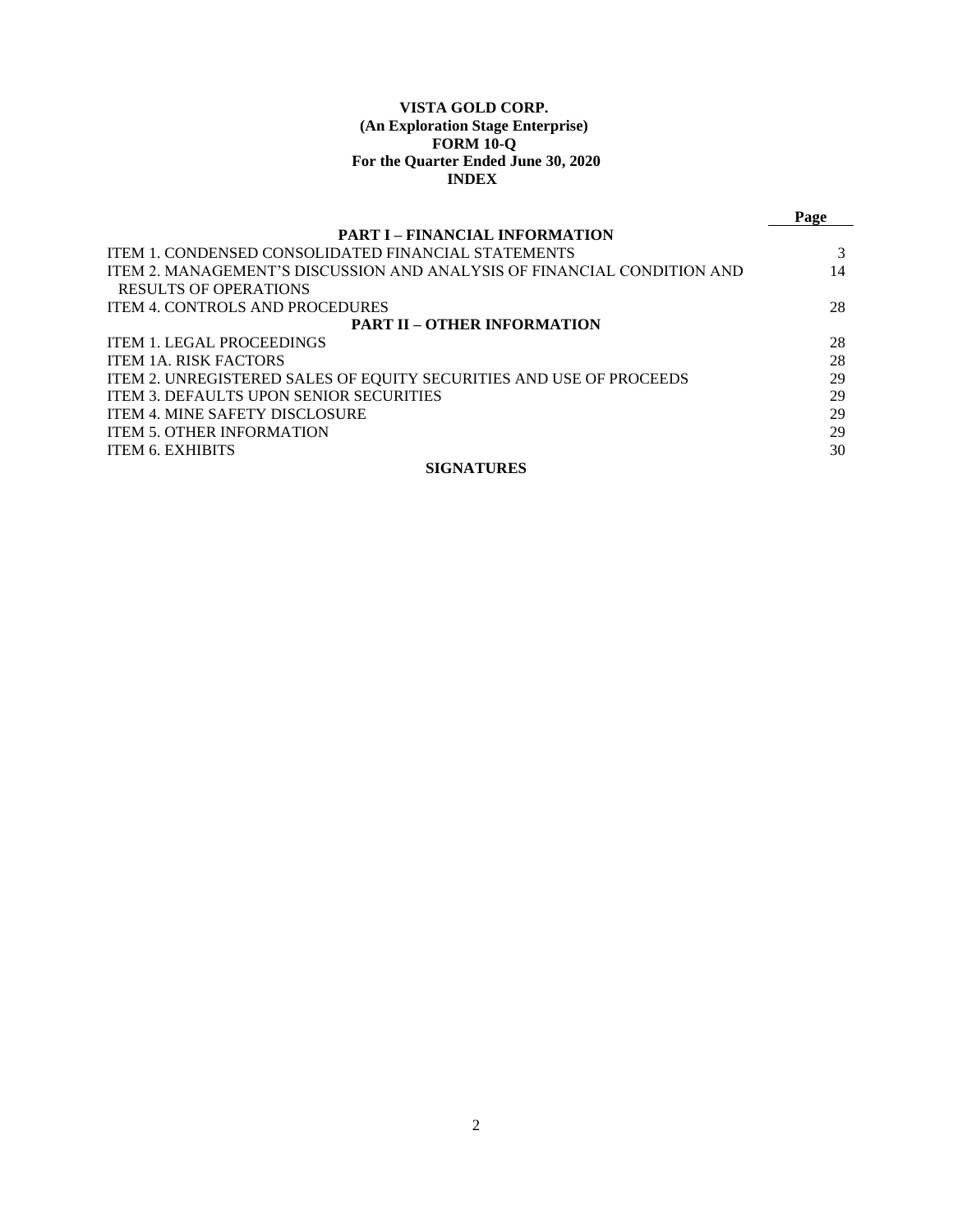**VISTA GOLD CORP.**
**(An Exploration Stage Enterprise)**
**FORM 10-Q**
**For the Quarter Ended June 30, 2020**
**INDEX**

| | Page |
|---|---|
| **PART I – FINANCIAL INFORMATION** | |
| ITEM 1. CONDENSED CONSOLIDATED FINANCIAL STATEMENTS | 3 |
| ITEM 2. MANAGEMENT'S DISCUSSION AND ANALYSIS OF FINANCIAL CONDITION AND RESULTS OF OPERATIONS | 14 |
| ITEM 4. CONTROLS AND PROCEDURES | 28 |
| **PART II – OTHER INFORMATION** | |
| ITEM 1. LEGAL PROCEEDINGS | 28 |
| ITEM 1A. RISK FACTORS | 28 |
| ITEM 2. UNREGISTERED SALES OF EQUITY SECURITIES AND USE OF PROCEEDS | 29 |
| ITEM 3. DEFAULTS UPON SENIOR SECURITIES | 29 |
| ITEM 4. MINE SAFETY DISCLOSURE | 29 |
| ITEM 5. OTHER INFORMATION | 29 |
| ITEM 6. EXHIBITS | 30 |
| **SIGNATURES** | |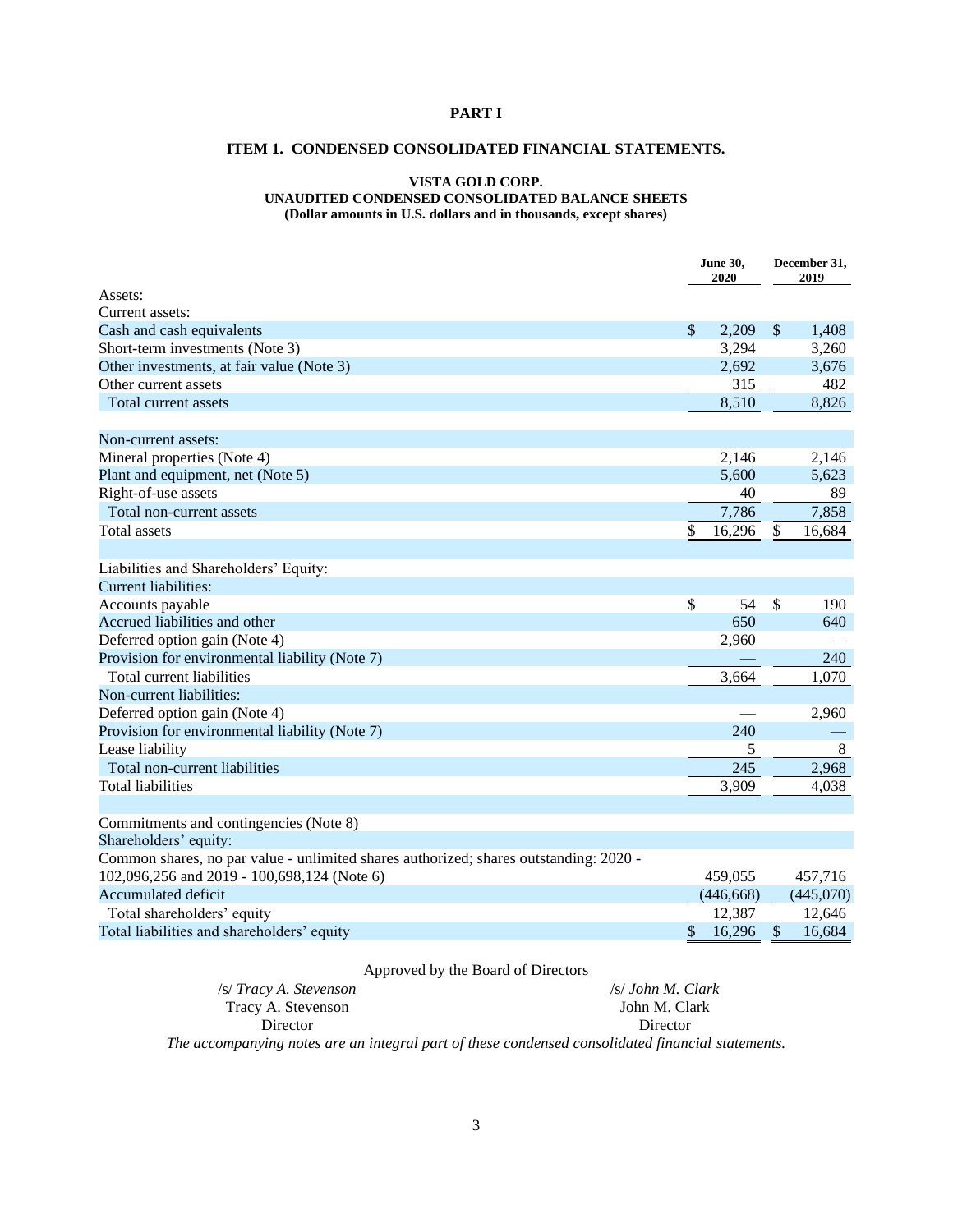# PART I

## ITEM 1. CONDENSED CONSOLIDATED FINANCIAL STATEMENTS.

### VISTA GOLD CORP.
### UNAUDITED CONDENSED CONSOLIDATED BALANCE SHEETS
**(Dollar amounts in U.S. dollars and in thousands, except shares)**

| | June 30, 2020 | December 31, 2019 |
|---|---|---|
| Assets: | | |
| Current assets: | | |
| Cash and cash equivalents | $ 2,209 | $ 1,408 |
| Short-term investments (Note 3) | 3,294 | 3,260 |
| Other investments, at fair value (Note 3) | 2,692 | 3,676 |
| Other current assets | 315 | 482 |
| Total current assets | 8,510 | 8,826 |
| | | |
| Non-current assets: | | |
| Mineral properties (Note 4) | 2,146 | 2,146 |
| Plant and equipment, net (Note 5) | 5,600 | 5,623 |
| Right-of-use assets | 40 | 89 |
| Total non-current assets | 7,786 | 7,858 |
| Total assets | $ 16,296 | $ 16,684 |
| | | |
| Liabilities and Shareholders' Equity: | | |
| Current liabilities: | | |
| Accounts payable | $ 54 | $ 190 |
| Accrued liabilities and other | 650 | 640 |
| Deferred option gain (Note 4) | 2,960 | — |
| Provision for environmental liability (Note 7) | — | 240 |
| Total current liabilities | 3,664 | 1,070 |
| Non-current liabilities: | | |
| Deferred option gain (Note 4) | — | 2,960 |
| Provision for environmental liability (Note 7) | 240 | — |
| Lease liability | 5 | 8 |
| Total non-current liabilities | 245 | 2,968 |
| Total liabilities | 3,909 | 4,038 |
| | | |
| Commitments and contingencies (Note 8) | | |
| Shareholders' equity: | | |
| Common shares, no par value - unlimited shares authorized; shares outstanding: 2020 - 102,096,256 and 2019 - 100,698,124 (Note 6) | 459,055 | 457,716 |
| Accumulated deficit | (446,668) | (445,070) |
| Total shareholders' equity | 12,387 | 12,646 |
| Total liabilities and shareholders' equity | $ 16,296 | $ 16,684 |

Approved by the Board of Directors

| | |
|---|---|
| /s/ *Tracy A. Stevenson* | /s/ *John M. Clark* |
| Tracy A. Stevenson | John M. Clark |
| Director | Director |

*The accompanying notes are an integral part of these condensed consolidated financial statements.*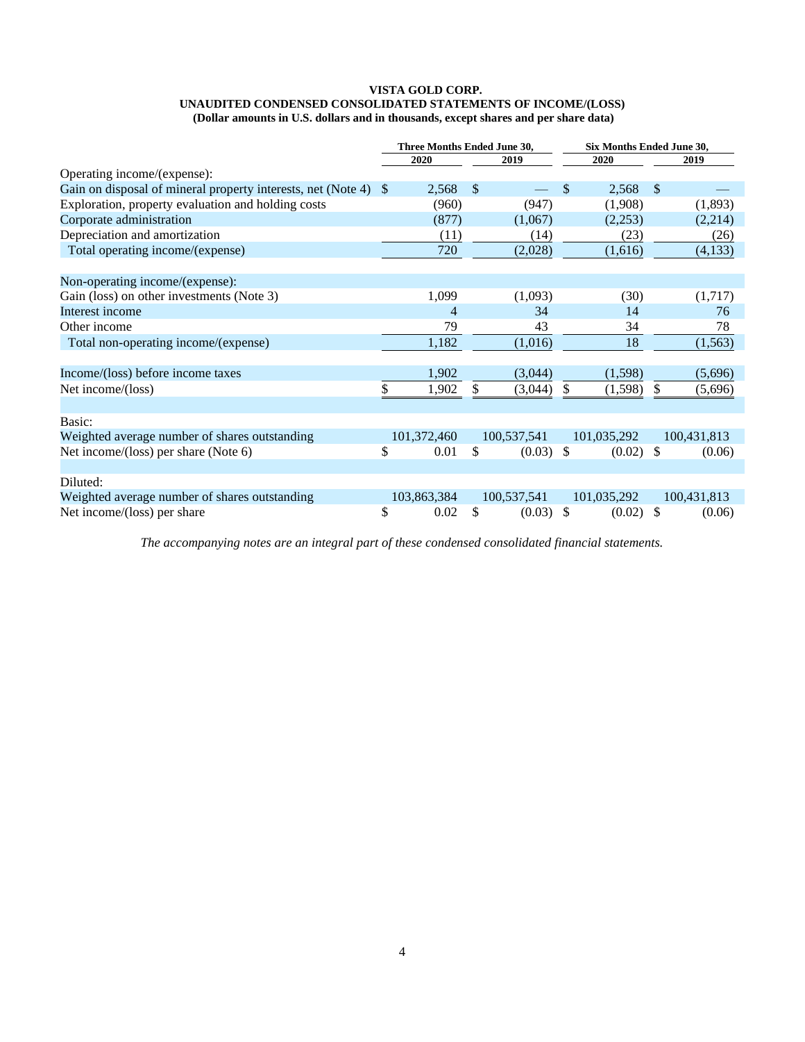**VISTA GOLD CORP.**
**UNAUDITED CONDENSED CONSOLIDATED STATEMENTS OF INCOME/(LOSS)**
**(Dollar amounts in U.S. dollars and in thousands, except shares and per share data)**

| | Three Months Ended June 30, | | Six Months Ended June 30, | |
|---|---|---|---|---|
| | 2020 | 2019 | 2020 | 2019 |
| Operating income/(expense): | | | | |
| Gain on disposal of mineral property interests, net (Note 4) | $ 2,568 | $ — | $ 2,568 | $ — |
| Exploration, property evaluation and holding costs | (960) | (947) | (1,908) | (1,893) |
| Corporate administration | (877) | (1,067) | (2,253) | (2,214) |
| Depreciation and amortization | (11) | (14) | (23) | (26) |
| Total operating income/(expense) | 720 | (2,028) | (1,616) | (4,133) |
| | | | | |
| Non-operating income/(expense): | | | | |
| Gain (loss) on other investments (Note 3) | 1,099 | (1,093) | (30) | (1,717) |
| Interest income | 4 | 34 | 14 | 76 |
| Other income | 79 | 43 | 34 | 78 |
| Total non-operating income/(expense) | 1,182 | (1,016) | 18 | (1,563) |
| | | | | |
| Income/(loss) before income taxes | 1,902 | (3,044) | (1,598) | (5,696) |
| Net income/(loss) | $ 1,902 | $ (3,044) | $ (1,598) | $ (5,696) |
| | | | | |
| Basic: | | | | |
| Weighted average number of shares outstanding | 101,372,460 | 100,537,541 | 101,035,292 | 100,431,813 |
| Net income/(loss) per share (Note 6) | $ 0.01 | $ (0.03) | $ (0.02) | $ (0.06) |
| | | | | |
| Diluted: | | | | |
| Weighted average number of shares outstanding | 103,863,384 | 100,537,541 | 101,035,292 | 100,431,813 |
| Net income/(loss) per share | $ 0.02 | $ (0.03) | $ (0.02) | $ (0.06) |

*The accompanying notes are an integral part of these condensed consolidated financial statements.*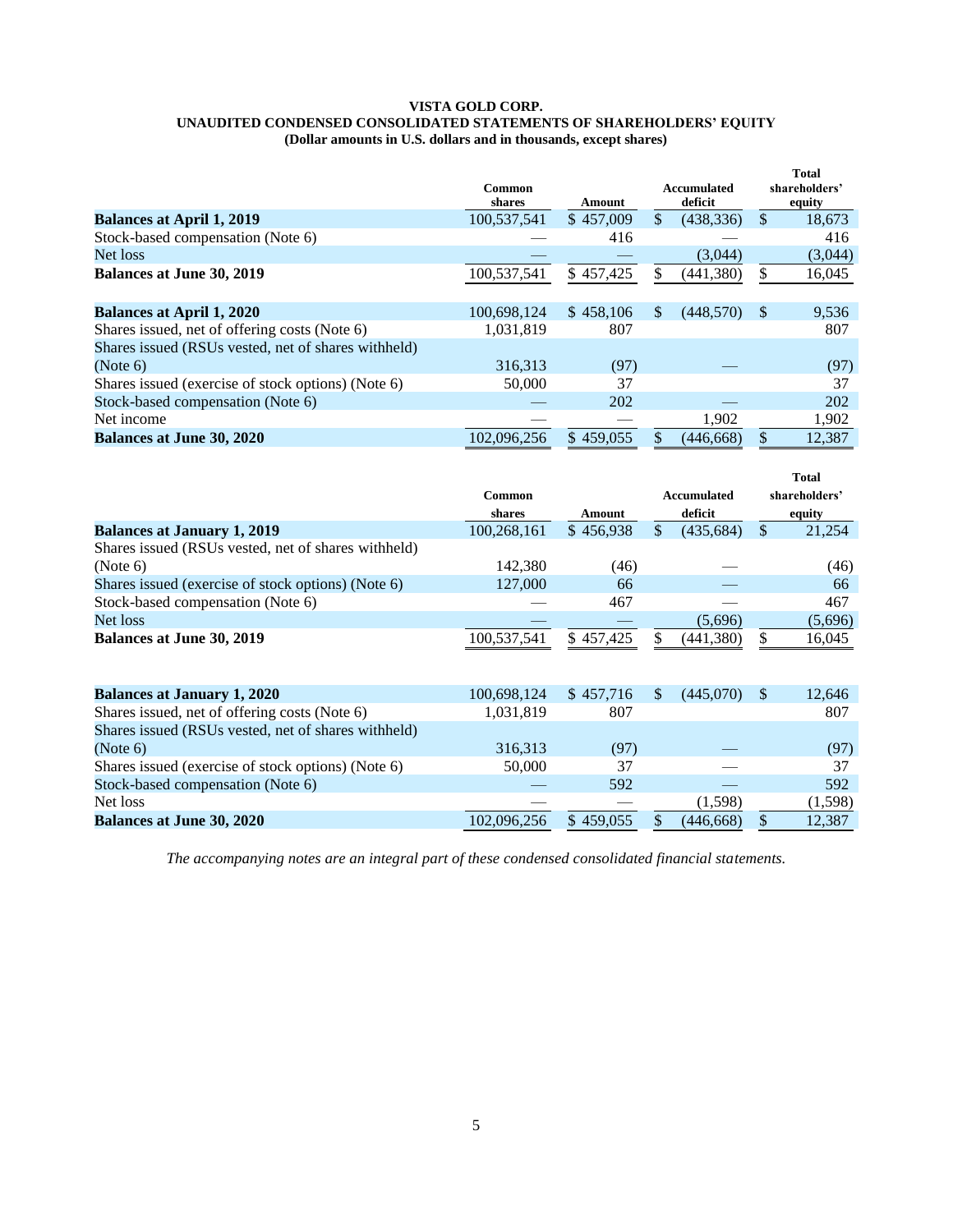**VISTA GOLD CORP.**
**UNAUDITED CONDENSED CONSOLIDATED STATEMENTS OF SHAREHOLDERS' EQUITY**
**(Dollar amounts in U.S. dollars and in thousands, except shares)**

| | Common shares | Amount | Accumulated deficit | Total shareholders' equity |
|---|---|---|---|---|
| **Balances at April 1, 2019** | 100,537,541 | $ 457,009 | $ (438,336) | $ 18,673 |
| Stock-based compensation (Note 6) | — | 416 | — | 416 |
| Net loss | — | — | (3,044) | (3,044) |
| **Balances at June 30, 2019** | 100,537,541 | $ 457,425 | $ (441,380) | $ 16,045 |
| | | | | |
| **Balances at April 1, 2020** | 100,698,124 | $ 458,106 | $ (448,570) | $ 9,536 |
| Shares issued, net of offering costs (Note 6) | 1,031,819 | 807 | | 807 |
| Shares issued (RSUs vested, net of shares withheld) (Note 6) | 316,313 | (97) | — | (97) |
| Shares issued (exercise of stock options) (Note 6) | 50,000 | 37 | | 37 |
| Stock-based compensation (Note 6) | — | 202 | — | 202 |
| Net income | — | — | 1,902 | 1,902 |
| **Balances at June 30, 2020** | 102,096,256 | $ 459,055 | $ (446,668) | $ 12,387 |

| | Common shares | Amount | Accumulated deficit | Total shareholders' equity |
|---|---|---|---|---|
| **Balances at January 1, 2019** | 100,268,161 | $ 456,938 | $ (435,684) | $ 21,254 |
| Shares issued (RSUs vested, net of shares withheld) (Note 6) | 142,380 | (46) | — | (46) |
| Shares issued (exercise of stock options) (Note 6) | 127,000 | 66 | — | 66 |
| Stock-based compensation (Note 6) | — | 467 | — | 467 |
| Net loss | — | — | (5,696) | (5,696) |
| **Balances at June 30, 2019** | 100,537,541 | $ 457,425 | $ (441,380) | $ 16,045 |
| | | | | |
| **Balances at January 1, 2020** | 100,698,124 | $ 457,716 | $ (445,070) | $ 12,646 |
| Shares issued, net of offering costs (Note 6) | 1,031,819 | 807 | | 807 |
| Shares issued (RSUs vested, net of shares withheld) (Note 6) | 316,313 | (97) | — | (97) |
| Shares issued (exercise of stock options) (Note 6) | 50,000 | 37 | — | 37 |
| Stock-based compensation (Note 6) | — | 592 | — | 592 |
| Net loss | — | — | (1,598) | (1,598) |
| **Balances at June 30, 2020** | 102,096,256 | $ 459,055 | $ (446,668) | $ 12,387 |

*The accompanying notes are an integral part of these condensed consolidated financial statements.*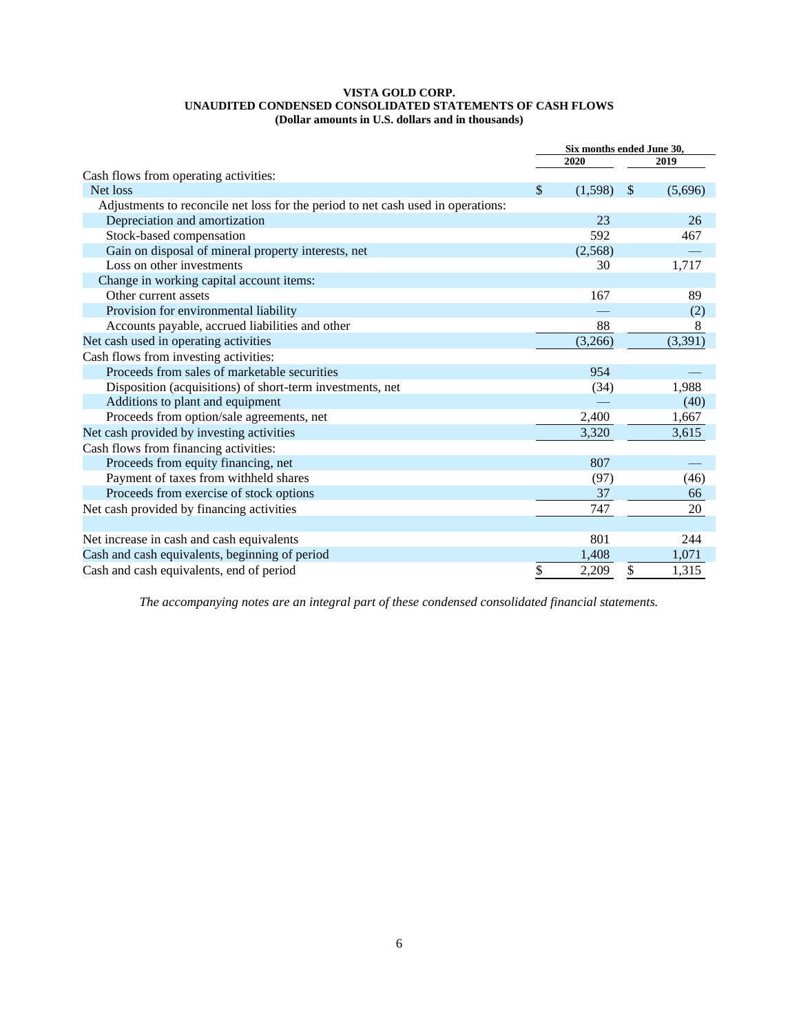**VISTA GOLD CORP.**
**UNAUDITED CONDENSED CONSOLIDATED STATEMENTS OF CASH FLOWS**
**(Dollar amounts in U.S. dollars and in thousands)**

| | Six months ended June 30, | |
|---|---|---|
| | 2020 | 2019 |
| Cash flows from operating activities: | | |
| Net loss | $ (1,598) | $ (5,696) |
| Adjustments to reconcile net loss for the period to net cash used in operations: | | |
| Depreciation and amortization | 23 | 26 |
| Stock-based compensation | 592 | 467 |
| Gain on disposal of mineral property interests, net | (2,568) | — |
| Loss on other investments | 30 | 1,717 |
| Change in working capital account items: | | |
| Other current assets | 167 | 89 |
| Provision for environmental liability | — | (2) |
| Accounts payable, accrued liabilities and other | 88 | 8 |
| Net cash used in operating activities | (3,266) | (3,391) |
| Cash flows from investing activities: | | |
| Proceeds from sales of marketable securities | 954 | — |
| Disposition (acquisitions) of short-term investments, net | (34) | 1,988 |
| Additions to plant and equipment | — | (40) |
| Proceeds from option/sale agreements, net | 2,400 | 1,667 |
| Net cash provided by investing activities | 3,320 | 3,615 |
| Cash flows from financing activities: | | |
| Proceeds from equity financing, net | 807 | — |
| Payment of taxes from withheld shares | (97) | (46) |
| Proceeds from exercise of stock options | 37 | 66 |
| Net cash provided by financing activities | 747 | 20 |
| | | |
| Net increase in cash and cash equivalents | 801 | 244 |
| Cash and cash equivalents, beginning of period | 1,408 | 1,071 |
| Cash and cash equivalents, end of period | $ 2,209 | $ 1,315 |

*The accompanying notes are an integral part of these condensed consolidated financial statements.*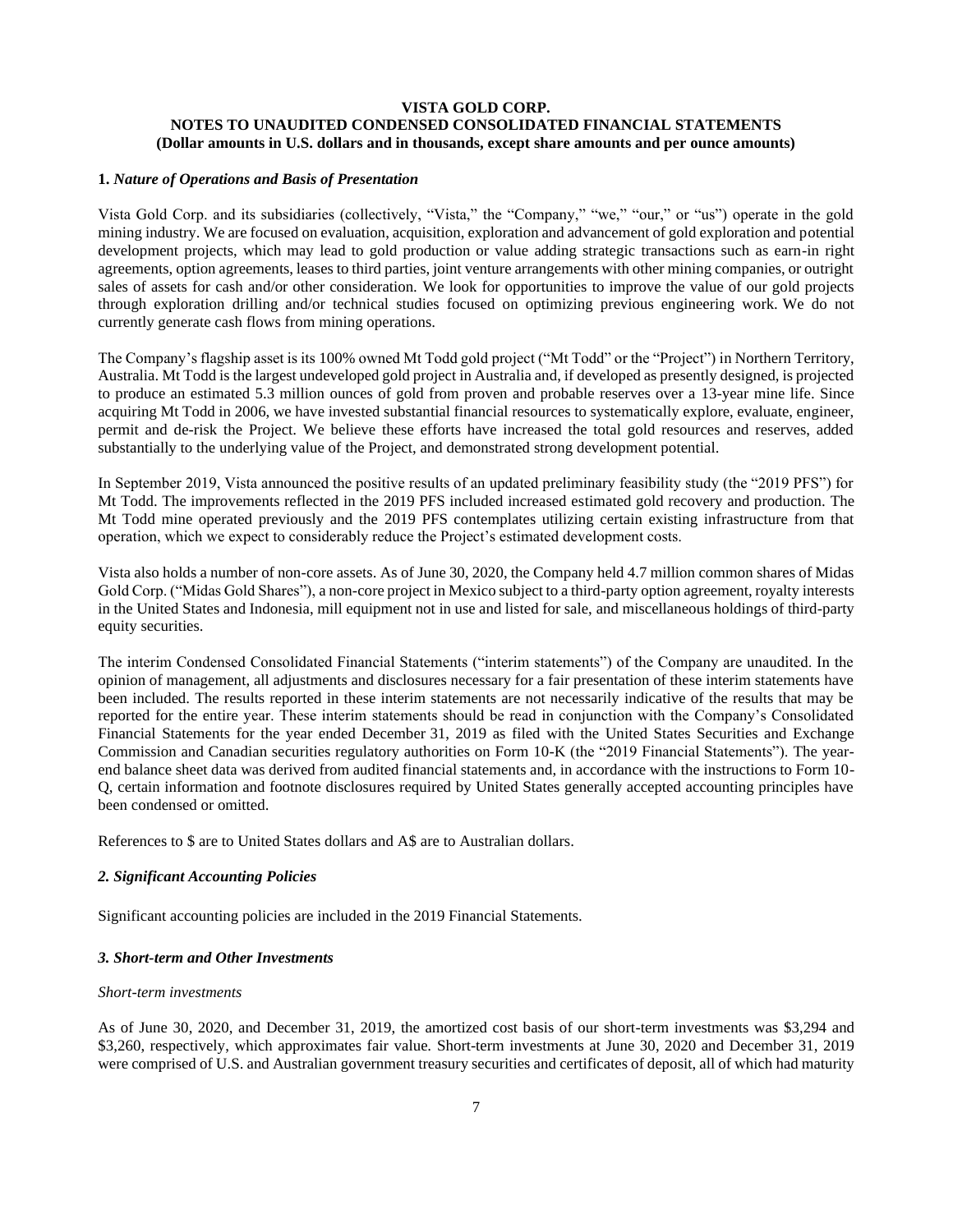**VISTA GOLD CORP.**
**NOTES TO UNAUDITED CONDENSED CONSOLIDATED FINANCIAL STATEMENTS**
**(Dollar amounts in U.S. dollars and in thousands, except share amounts and per ounce amounts)**

## 1. *Nature of Operations and Basis of Presentation*

Vista Gold Corp. and its subsidiaries (collectively, "Vista," the "Company," "we," "our," or "us") operate in the gold mining industry. We are focused on evaluation, acquisition, exploration and advancement of gold exploration and potential development projects, which may lead to gold production or value adding strategic transactions such as earn-in right agreements, option agreements, leases to third parties, joint venture arrangements with other mining companies, or outright sales of assets for cash and/or other consideration. We look for opportunities to improve the value of our gold projects through exploration drilling and/or technical studies focused on optimizing previous engineering work. We do not currently generate cash flows from mining operations.

The Company's flagship asset is its 100% owned Mt Todd gold project ("Mt Todd" or the "Project") in Northern Territory, Australia. Mt Todd is the largest undeveloped gold project in Australia and, if developed as presently designed, is projected to produce an estimated 5.3 million ounces of gold from proven and probable reserves over a 13-year mine life. Since acquiring Mt Todd in 2006, we have invested substantial financial resources to systematically explore, evaluate, engineer, permit and de-risk the Project. We believe these efforts have increased the total gold resources and reserves, added substantially to the underlying value of the Project, and demonstrated strong development potential.

In September 2019, Vista announced the positive results of an updated preliminary feasibility study (the "2019 PFS") for Mt Todd. The improvements reflected in the 2019 PFS included increased estimated gold recovery and production. The Mt Todd mine operated previously and the 2019 PFS contemplates utilizing certain existing infrastructure from that operation, which we expect to considerably reduce the Project's estimated development costs.

Vista also holds a number of non-core assets. As of June 30, 2020, the Company held 4.7 million common shares of Midas Gold Corp. ("Midas Gold Shares"), a non-core project in Mexico subject to a third-party option agreement, royalty interests in the United States and Indonesia, mill equipment not in use and listed for sale, and miscellaneous holdings of third-party equity securities.

The interim Condensed Consolidated Financial Statements ("interim statements") of the Company are unaudited. In the opinion of management, all adjustments and disclosures necessary for a fair presentation of these interim statements have been included. The results reported in these interim statements are not necessarily indicative of the results that may be reported for the entire year. These interim statements should be read in conjunction with the Company's Consolidated Financial Statements for the year ended December 31, 2019 as filed with the United States Securities and Exchange Commission and Canadian securities regulatory authorities on Form 10-K (the "2019 Financial Statements"). The year-end balance sheet data was derived from audited financial statements and, in accordance with the instructions to Form 10-Q, certain information and footnote disclosures required by United States generally accepted accounting principles have been condensed or omitted.

References to $ are to United States dollars and A$ are to Australian dollars.

## *2. Significant Accounting Policies*

Significant accounting policies are included in the 2019 Financial Statements.

## *3. Short-term and Other Investments*

*Short-term investments*

As of June 30, 2020, and December 31, 2019, the amortized cost basis of our short-term investments was $3,294 and $3,260, respectively, which approximates fair value. Short-term investments at June 30, 2020 and December 31, 2019 were comprised of U.S. and Australian government treasury securities and certificates of deposit, all of which had maturity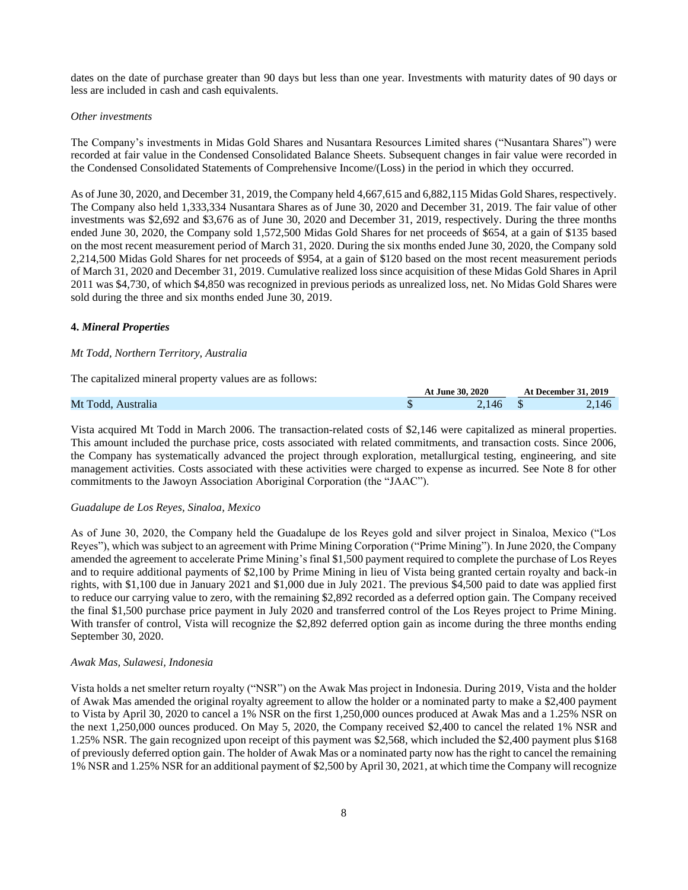dates on the date of purchase greater than 90 days but less than one year. Investments with maturity dates of 90 days or less are included in cash and cash equivalents.

*Other investments*

The Company's investments in Midas Gold Shares and Nusantara Resources Limited shares ("Nusantara Shares") were recorded at fair value in the Condensed Consolidated Balance Sheets. Subsequent changes in fair value were recorded in the Condensed Consolidated Statements of Comprehensive Income/(Loss) in the period in which they occurred.

As of June 30, 2020, and December 31, 2019, the Company held 4,667,615 and 6,882,115 Midas Gold Shares, respectively. The Company also held 1,333,334 Nusantara Shares as of June 30, 2020 and December 31, 2019. The fair value of other investments was $2,692 and $3,676 as of June 30, 2020 and December 31, 2019, respectively. During the three months ended June 30, 2020, the Company sold 1,572,500 Midas Gold Shares for net proceeds of $654, at a gain of $135 based on the most recent measurement period of March 31, 2020. During the six months ended June 30, 2020, the Company sold 2,214,500 Midas Gold Shares for net proceeds of $954, at a gain of $120 based on the most recent measurement periods of March 31, 2020 and December 31, 2019. Cumulative realized loss since acquisition of these Midas Gold Shares in April 2011 was $4,730, of which $4,850 was recognized in previous periods as unrealized loss, net. No Midas Gold Shares were sold during the three and six months ended June 30, 2019.

### 4. *Mineral Properties*

*Mt Todd, Northern Territory, Australia*

The capitalized mineral property values are as follows:

| | At June 30, 2020 | At December 31, 2019 |
|---|---|---|
| Mt Todd, Australia | $ 2,146 | $ 2,146 |

Vista acquired Mt Todd in March 2006. The transaction-related costs of $2,146 were capitalized as mineral properties. This amount included the purchase price, costs associated with related commitments, and transaction costs. Since 2006, the Company has systematically advanced the project through exploration, metallurgical testing, engineering, and site management activities. Costs associated with these activities were charged to expense as incurred. See Note 8 for other commitments to the Jawoyn Association Aboriginal Corporation (the "JAAC").

*Guadalupe de Los Reyes, Sinaloa, Mexico*

As of June 30, 2020, the Company held the Guadalupe de los Reyes gold and silver project in Sinaloa, Mexico ("Los Reyes"), which was subject to an agreement with Prime Mining Corporation ("Prime Mining"). In June 2020, the Company amended the agreement to accelerate Prime Mining's final $1,500 payment required to complete the purchase of Los Reyes and to require additional payments of $2,100 by Prime Mining in lieu of Vista being granted certain royalty and back-in rights, with $1,100 due in January 2021 and $1,000 due in July 2021. The previous $4,500 paid to date was applied first to reduce our carrying value to zero, with the remaining $2,892 recorded as a deferred option gain. The Company received the final $1,500 purchase price payment in July 2020 and transferred control of the Los Reyes project to Prime Mining. With transfer of control, Vista will recognize the $2,892 deferred option gain as income during the three months ending September 30, 2020.

*Awak Mas, Sulawesi, Indonesia*

Vista holds a net smelter return royalty ("NSR") on the Awak Mas project in Indonesia. During 2019, Vista and the holder of Awak Mas amended the original royalty agreement to allow the holder or a nominated party to make a $2,400 payment to Vista by April 30, 2020 to cancel a 1% NSR on the first 1,250,000 ounces produced at Awak Mas and a 1.25% NSR on the next 1,250,000 ounces produced. On May 5, 2020, the Company received $2,400 to cancel the related 1% NSR and 1.25% NSR. The gain recognized upon receipt of this payment was $2,568, which included the $2,400 payment plus $168 of previously deferred option gain. The holder of Awak Mas or a nominated party now has the right to cancel the remaining 1% NSR and 1.25% NSR for an additional payment of $2,500 by April 30, 2021, at which time the Company will recognize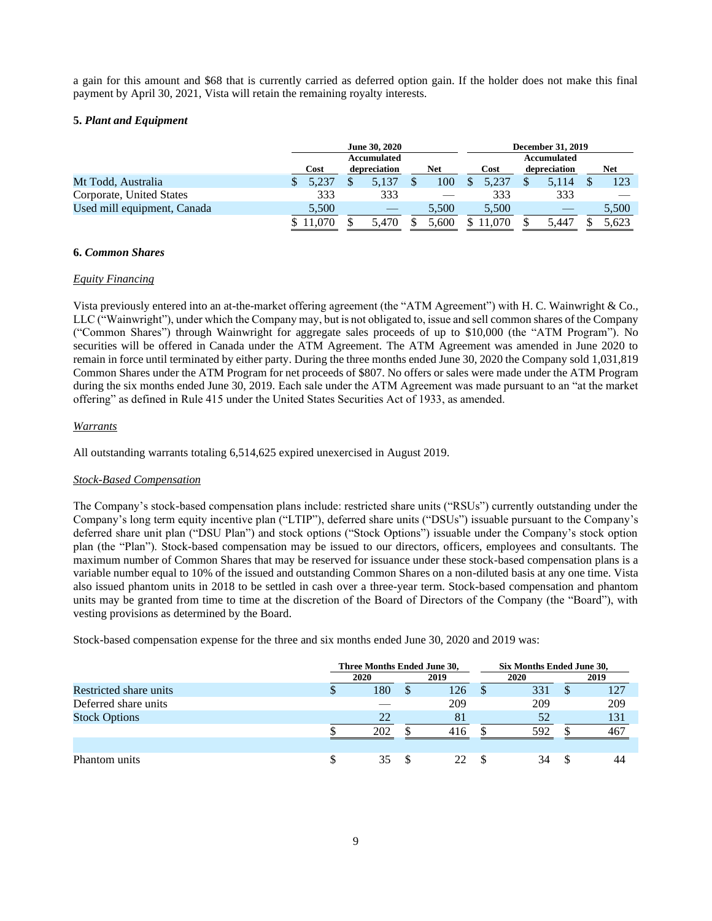a gain for this amount and $68 that is currently carried as deferred option gain. If the holder does not make this final payment by April 30, 2021, Vista will retain the remaining royalty interests.

### 5. *Plant and Equipment*

| | June 30, 2020 | | | December 31, 2019 | | |
|---|---|---|---|---|---|---|
| | Cost | Accumulated depreciation | Net | Cost | Accumulated depreciation | Net |
| Mt Todd, Australia | $ 5,237 | $ 5,137 | $ 100 | $ 5,237 | $ 5,114 | $ 123 |
| Corporate, United States | 333 | 333 | — | 333 | 333 | — |
| Used mill equipment, Canada | 5,500 | — | 5,500 | 5,500 | — | 5,500 |
| | $ 11,070 | $ 5,470 | $ 5,600 | $ 11,070 | $ 5,447 | $ 5,623 |

### 6. *Common Shares*

*Equity Financing*

Vista previously entered into an at-the-market offering agreement (the "ATM Agreement") with H. C. Wainwright & Co., LLC ("Wainwright"), under which the Company may, but is not obligated to, issue and sell common shares of the Company ("Common Shares") through Wainwright for aggregate sales proceeds of up to $10,000 (the "ATM Program"). No securities will be offered in Canada under the ATM Agreement. The ATM Agreement was amended in June 2020 to remain in force until terminated by either party. During the three months ended June 30, 2020 the Company sold 1,031,819 Common Shares under the ATM Program for net proceeds of $807. No offers or sales were made under the ATM Program during the six months ended June 30, 2019. Each sale under the ATM Agreement was made pursuant to an "at the market offering" as defined in Rule 415 under the United States Securities Act of 1933, as amended.

*Warrants*

All outstanding warrants totaling 6,514,625 expired unexercised in August 2019.

*Stock-Based Compensation*

The Company's stock-based compensation plans include: restricted share units ("RSUs") currently outstanding under the Company's long term equity incentive plan ("LTIP"), deferred share units ("DSUs") issuable pursuant to the Company's deferred share unit plan ("DSU Plan") and stock options ("Stock Options") issuable under the Company's stock option plan (the "Plan"). Stock-based compensation may be issued to our directors, officers, employees and consultants. The maximum number of Common Shares that may be reserved for issuance under these stock-based compensation plans is a variable number equal to 10% of the issued and outstanding Common Shares on a non-diluted basis at any one time. Vista also issued phantom units in 2018 to be settled in cash over a three-year term. Stock-based compensation and phantom units may be granted from time to time at the discretion of the Board of Directors of the Company (the "Board"), with vesting provisions as determined by the Board.

Stock-based compensation expense for the three and six months ended June 30, 2020 and 2019 was:

| | Three Months Ended June 30, | | Six Months Ended June 30, | |
|---|---|---|---|---|
| | 2020 | 2019 | 2020 | 2019 |
| Restricted share units | $ 180 | $ 126 | $ 331 | $ 127 |
| Deferred share units | — | 209 | 209 | 209 |
| Stock Options | 22 | 81 | 52 | 131 |
| | $ 202 | $ 416 | $ 592 | $ 467 |
| | | | | |
| Phantom units | $ 35 | $ 22 | $ 34 | $ 44 |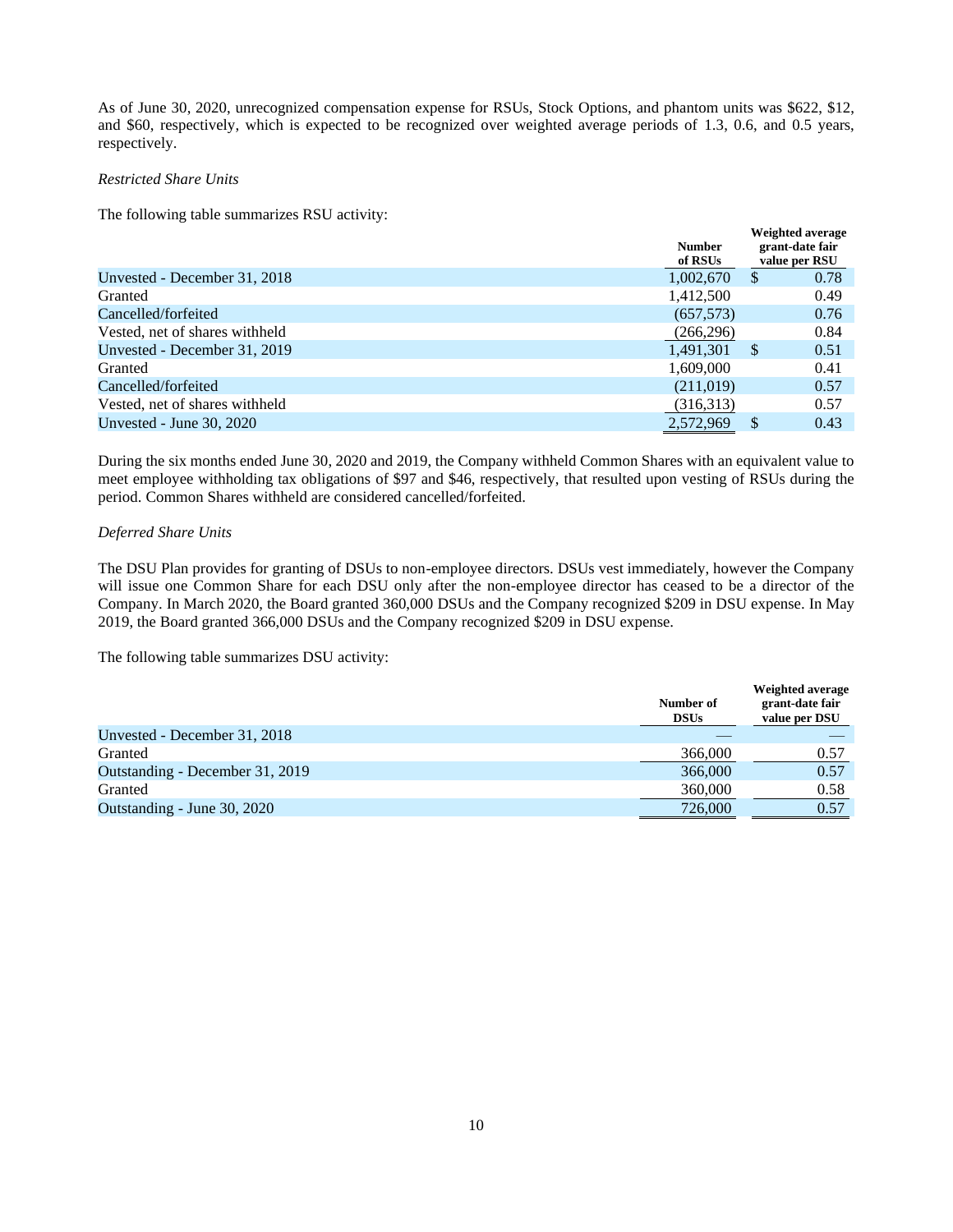As of June 30, 2020, unrecognized compensation expense for RSUs, Stock Options, and phantom units was $622, $12, and $60, respectively, which is expected to be recognized over weighted average periods of 1.3, 0.6, and 0.5 years, respectively.

*Restricted Share Units*

The following table summarizes RSU activity:

| | Number of RSUs | Weighted average grant-date fair value per RSU |
|---|---|---|
| Unvested - December 31, 2018 | 1,002,670 | $ 0.78 |
| Granted | 1,412,500 | 0.49 |
| Cancelled/forfeited | (657,573) | 0.76 |
| Vested, net of shares withheld | (266,296) | 0.84 |
| Unvested - December 31, 2019 | 1,491,301 | $ 0.51 |
| Granted | 1,609,000 | 0.41 |
| Cancelled/forfeited | (211,019) | 0.57 |
| Vested, net of shares withheld | (316,313) | 0.57 |
| Unvested - June 30, 2020 | 2,572,969 | $ 0.43 |

During the six months ended June 30, 2020 and 2019, the Company withheld Common Shares with an equivalent value to meet employee withholding tax obligations of $97 and $46, respectively, that resulted upon vesting of RSUs during the period. Common Shares withheld are considered cancelled/forfeited.

*Deferred Share Units*

The DSU Plan provides for granting of DSUs to non-employee directors. DSUs vest immediately, however the Company will issue one Common Share for each DSU only after the non-employee director has ceased to be a director of the Company. In March 2020, the Board granted 360,000 DSUs and the Company recognized $209 in DSU expense. In May 2019, the Board granted 366,000 DSUs and the Company recognized $209 in DSU expense.

The following table summarizes DSU activity:

| | Number of DSUs | Weighted average grant-date fair value per DSU |
|---|---|---|
| Unvested - December 31, 2018 | — | — |
| Granted | 366,000 | 0.57 |
| Outstanding - December 31, 2019 | 366,000 | 0.57 |
| Granted | 360,000 | 0.58 |
| Outstanding - June 30, 2020 | 726,000 | 0.57 |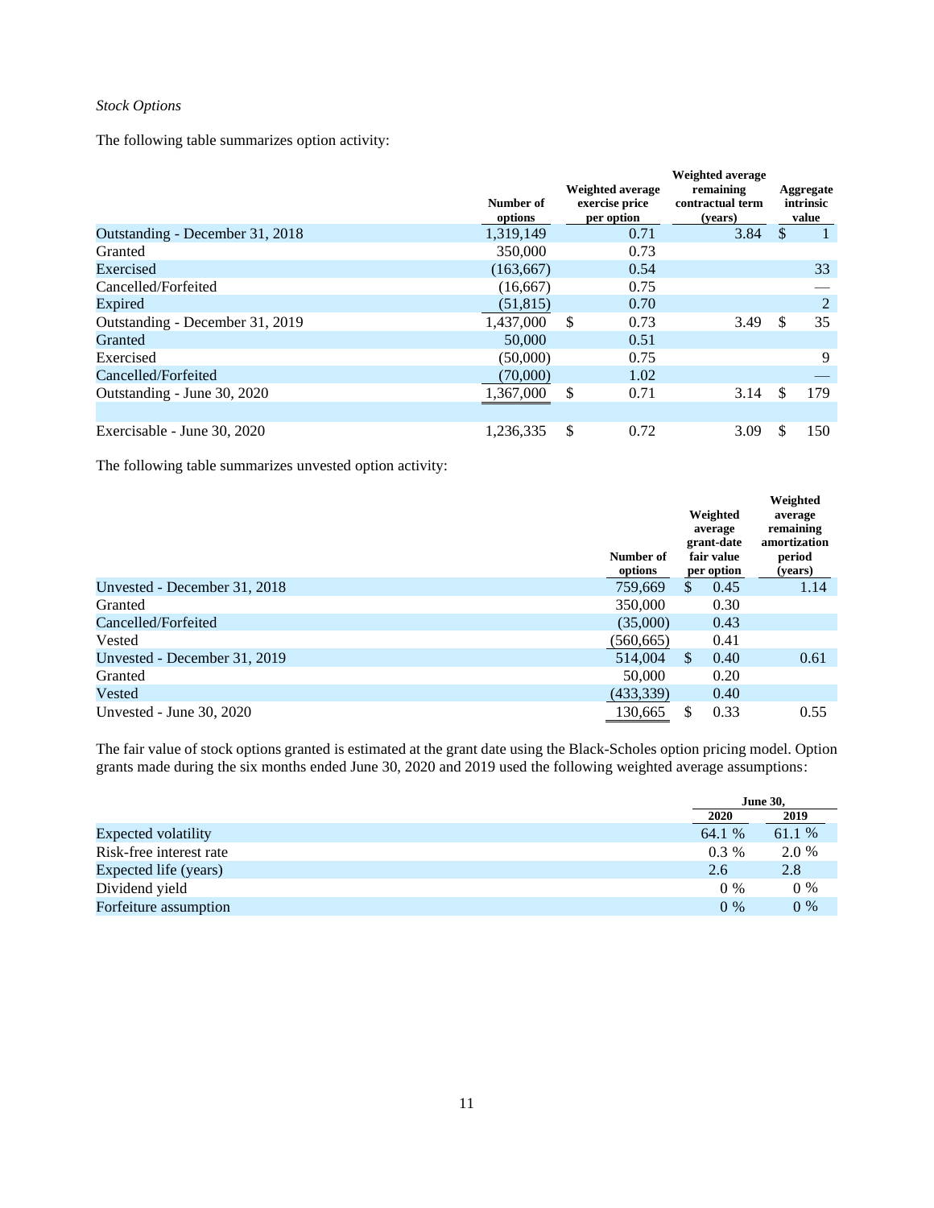*Stock Options*

The following table summarizes option activity:

| | Number of options | Weighted average exercise price per option | Weighted average remaining contractual term (years) | Aggregate intrinsic value |
|---|---|---|---|---|
| Outstanding - December 31, 2018 | 1,319,149 | 0.71 | 3.84 | $ 1 |
| Granted | 350,000 | 0.73 | | |
| Exercised | (163,667) | 0.54 | | 33 |
| Cancelled/Forfeited | (16,667) | 0.75 | | — |
| Expired | (51,815) | 0.70 | | 2 |
| Outstanding - December 31, 2019 | 1,437,000 | $ 0.73 | 3.49 | $ 35 |
| Granted | 50,000 | 0.51 | | |
| Exercised | (50,000) | 0.75 | | 9 |
| Cancelled/Forfeited | (70,000) | 1.02 | | — |
| Outstanding - June 30, 2020 | 1,367,000 | $ 0.71 | 3.14 | $ 179 |
| | | | | |
| Exercisable - June 30, 2020 | 1,236,335 | $ 0.72 | 3.09 | $ 150 |

The following table summarizes unvested option activity:

| | Number of options | Weighted average grant-date fair value per option | Weighted average remaining amortization period (years) |
|---|---|---|---|
| Unvested - December 31, 2018 | 759,669 | $ 0.45 | 1.14 |
| Granted | 350,000 | 0.30 | |
| Cancelled/Forfeited | (35,000) | 0.43 | |
| Vested | (560,665) | 0.41 | |
| Unvested - December 31, 2019 | 514,004 | $ 0.40 | 0.61 |
| Granted | 50,000 | 0.20 | |
| Vested | (433,339) | 0.40 | |
| Unvested - June 30, 2020 | 130,665 | $ 0.33 | 0.55 |

The fair value of stock options granted is estimated at the grant date using the Black-Scholes option pricing model. Option grants made during the six months ended June 30, 2020 and 2019 used the following weighted average assumptions:

| | June 30, | |
|---|---|---|
| | 2020 | 2019 |
| Expected volatility | 64.1 % | 61.1 % |
| Risk-free interest rate | 0.3 % | 2.0 % |
| Expected life (years) | 2.6 | 2.8 |
| Dividend yield | 0 % | 0 % |
| Forfeiture assumption | 0 % | 0 % |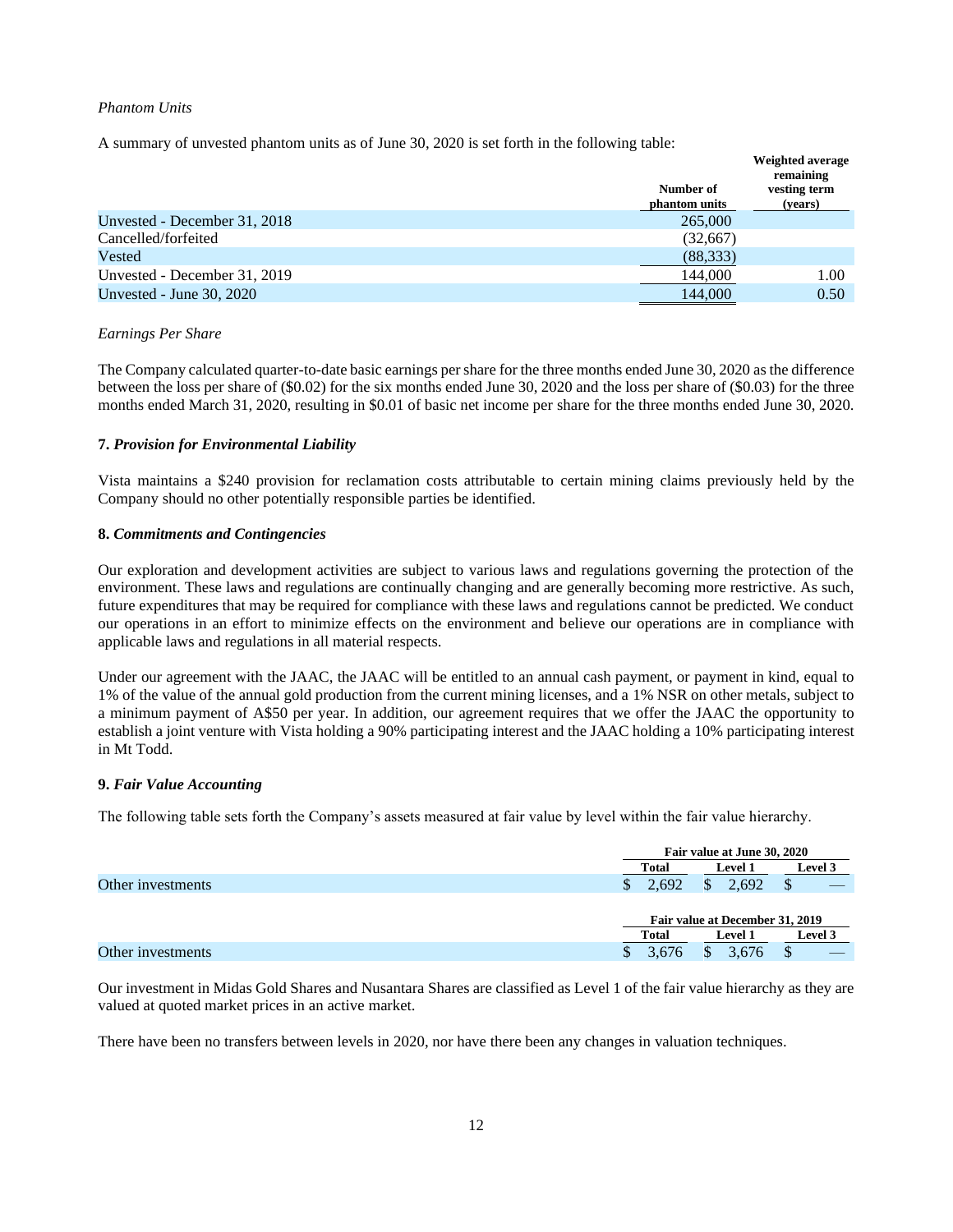*Phantom Units*

A summary of unvested phantom units as of June 30, 2020 is set forth in the following table:

| | Number of phantom units | Weighted average remaining vesting term (years) |
|---|---|---|
| Unvested - December 31, 2018 | 265,000 | |
| Cancelled/forfeited | (32,667) | |
| Vested | (88,333) | |
| Unvested - December 31, 2019 | 144,000 | 1.00 |
| Unvested - June 30, 2020 | 144,000 | 0.50 |

*Earnings Per Share*

The Company calculated quarter-to-date basic earnings per share for the three months ended June 30, 2020 as the difference between the loss per share of ($0.02) for the six months ended June 30, 2020 and the loss per share of ($0.03) for the three months ended March 31, 2020, resulting in $0.01 of basic net income per share for the three months ended June 30, 2020.

**7.** ***Provision for Environmental Liability***

Vista maintains a $240 provision for reclamation costs attributable to certain mining claims previously held by the Company should no other potentially responsible parties be identified.

**8.** ***Commitments and Contingencies***

Our exploration and development activities are subject to various laws and regulations governing the protection of the environment. These laws and regulations are continually changing and are generally becoming more restrictive. As such, future expenditures that may be required for compliance with these laws and regulations cannot be predicted. We conduct our operations in an effort to minimize effects on the environment and believe our operations are in compliance with applicable laws and regulations in all material respects.

Under our agreement with the JAAC, the JAAC will be entitled to an annual cash payment, or payment in kind, equal to 1% of the value of the annual gold production from the current mining licenses, and a 1% NSR on other metals, subject to a minimum payment of A$50 per year. In addition, our agreement requires that we offer the JAAC the opportunity to establish a joint venture with Vista holding a 90% participating interest and the JAAC holding a 10% participating interest in Mt Todd.

**9.** ***Fair Value Accounting***

The following table sets forth the Company's assets measured at fair value by level within the fair value hierarchy.

| | Fair value at June 30, 2020 | | |
|---|---|---|---|
| | Total | Level 1 | Level 3 |
| Other investments | $ 2,692 | $ 2,692 | $ — |

| | Fair value at December 31, 2019 | | |
|---|---|---|---|
| | Total | Level 1 | Level 3 |
| Other investments | $ 3,676 | $ 3,676 | $ — |

Our investment in Midas Gold Shares and Nusantara Shares are classified as Level 1 of the fair value hierarchy as they are valued at quoted market prices in an active market.

There have been no transfers between levels in 2020, nor have there been any changes in valuation techniques.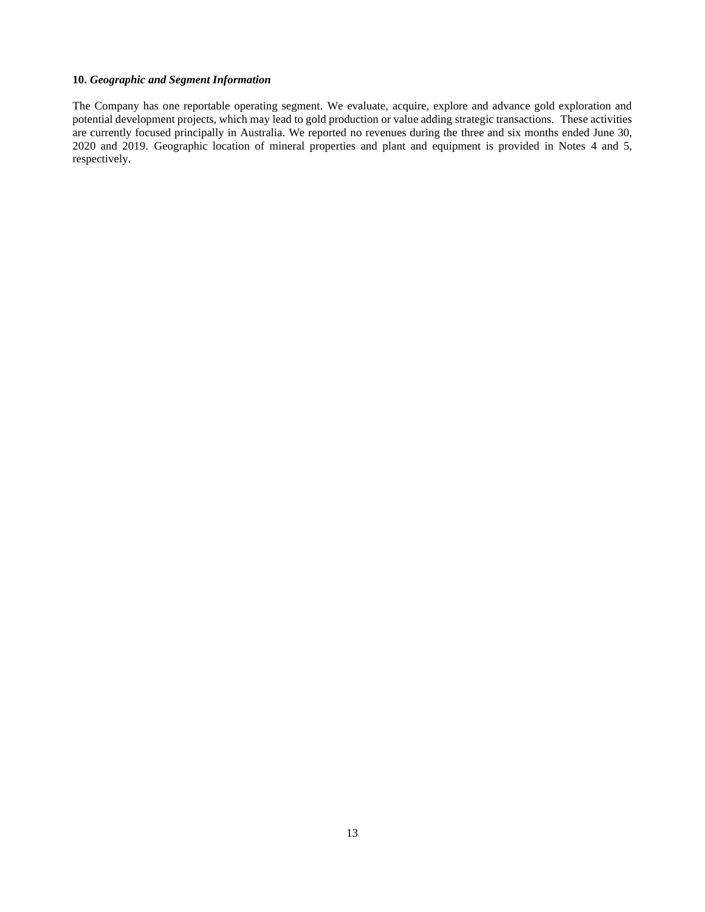**10.** ***Geographic and Segment Information***

The Company has one reportable operating segment. We evaluate, acquire, explore and advance gold exploration and potential development projects, which may lead to gold production or value adding strategic transactions. These activities are currently focused principally in Australia. We reported no revenues during the three and six months ended June 30, 2020 and 2019. Geographic location of mineral properties and plant and equipment is provided in Notes 4 and 5, respectively.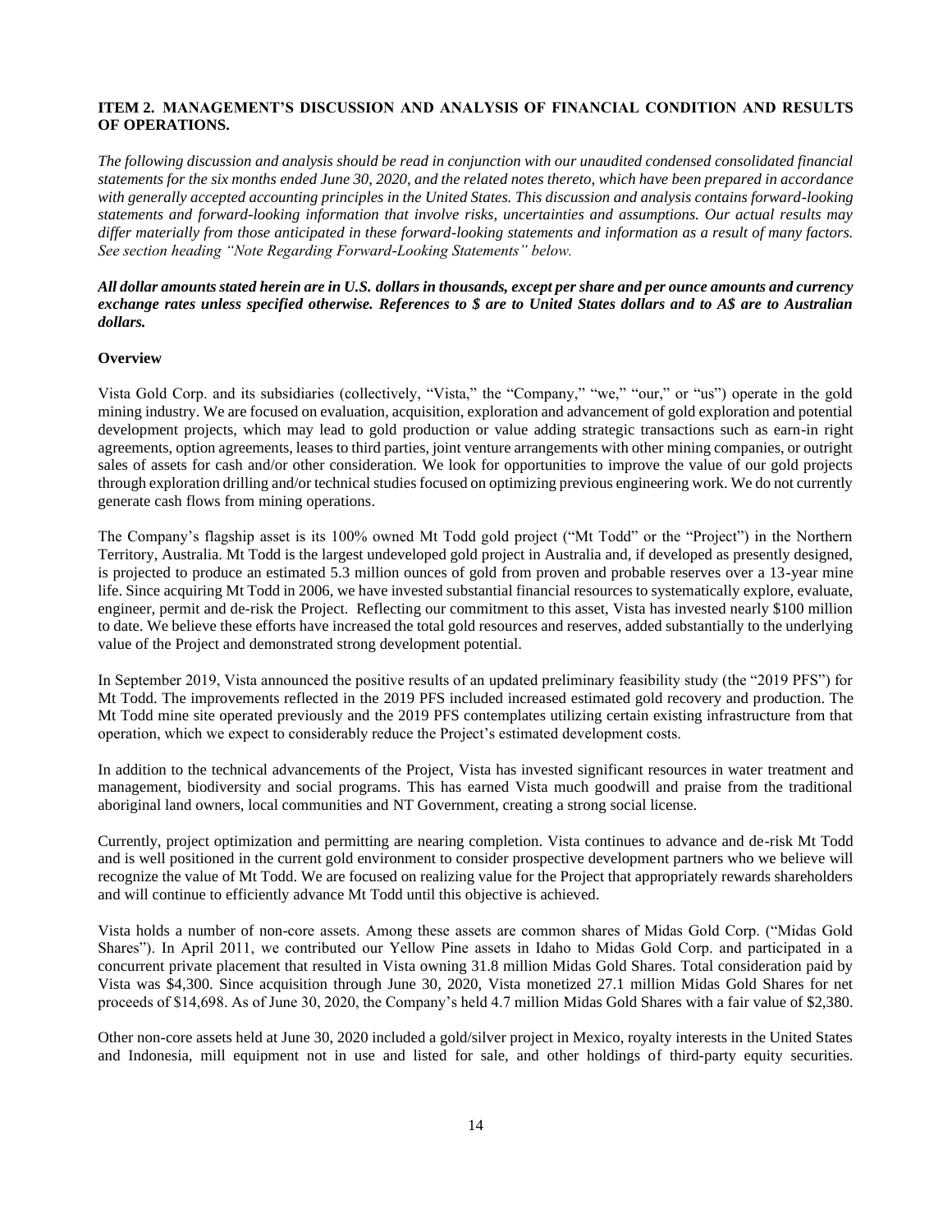## ITEM 2. MANAGEMENT'S DISCUSSION AND ANALYSIS OF FINANCIAL CONDITION AND RESULTS OF OPERATIONS.

*The following discussion and analysis should be read in conjunction with our unaudited condensed consolidated financial statements for the six months ended June 30, 2020, and the related notes thereto, which have been prepared in accordance with generally accepted accounting principles in the United States. This discussion and analysis contains forward-looking statements and forward-looking information that involve risks, uncertainties and assumptions. Our actual results may differ materially from those anticipated in these forward-looking statements and information as a result of many factors. See section heading "Note Regarding Forward-Looking Statements" below.*

***All dollar amounts stated herein are in U.S. dollars in thousands, except per share and per ounce amounts and currency exchange rates unless specified otherwise. References to $ are to United States dollars and to A$ are to Australian dollars.***

### Overview

Vista Gold Corp. and its subsidiaries (collectively, "Vista," the "Company," "we," "our," or "us") operate in the gold mining industry. We are focused on evaluation, acquisition, exploration and advancement of gold exploration and potential development projects, which may lead to gold production or value adding strategic transactions such as earn-in right agreements, option agreements, leases to third parties, joint venture arrangements with other mining companies, or outright sales of assets for cash and/or other consideration. We look for opportunities to improve the value of our gold projects through exploration drilling and/or technical studies focused on optimizing previous engineering work. We do not currently generate cash flows from mining operations.

The Company's flagship asset is its 100% owned Mt Todd gold project ("Mt Todd" or the "Project") in the Northern Territory, Australia. Mt Todd is the largest undeveloped gold project in Australia and, if developed as presently designed, is projected to produce an estimated 5.3 million ounces of gold from proven and probable reserves over a 13-year mine life. Since acquiring Mt Todd in 2006, we have invested substantial financial resources to systematically explore, evaluate, engineer, permit and de-risk the Project. Reflecting our commitment to this asset, Vista has invested nearly $100 million to date. We believe these efforts have increased the total gold resources and reserves, added substantially to the underlying value of the Project and demonstrated strong development potential.

In September 2019, Vista announced the positive results of an updated preliminary feasibility study (the "2019 PFS") for Mt Todd. The improvements reflected in the 2019 PFS included increased estimated gold recovery and production. The Mt Todd mine site operated previously and the 2019 PFS contemplates utilizing certain existing infrastructure from that operation, which we expect to considerably reduce the Project's estimated development costs.

In addition to the technical advancements of the Project, Vista has invested significant resources in water treatment and management, biodiversity and social programs. This has earned Vista much goodwill and praise from the traditional aboriginal land owners, local communities and NT Government, creating a strong social license.

Currently, project optimization and permitting are nearing completion. Vista continues to advance and de-risk Mt Todd and is well positioned in the current gold environment to consider prospective development partners who we believe will recognize the value of Mt Todd. We are focused on realizing value for the Project that appropriately rewards shareholders and will continue to efficiently advance Mt Todd until this objective is achieved.

Vista holds a number of non-core assets. Among these assets are common shares of Midas Gold Corp. ("Midas Gold Shares"). In April 2011, we contributed our Yellow Pine assets in Idaho to Midas Gold Corp. and participated in a concurrent private placement that resulted in Vista owning 31.8 million Midas Gold Shares. Total consideration paid by Vista was $4,300. Since acquisition through June 30, 2020, Vista monetized 27.1 million Midas Gold Shares for net proceeds of $14,698. As of June 30, 2020, the Company's held 4.7 million Midas Gold Shares with a fair value of $2,380.

Other non-core assets held at June 30, 2020 included a gold/silver project in Mexico, royalty interests in the United States and Indonesia, mill equipment not in use and listed for sale, and other holdings of third-party equity securities.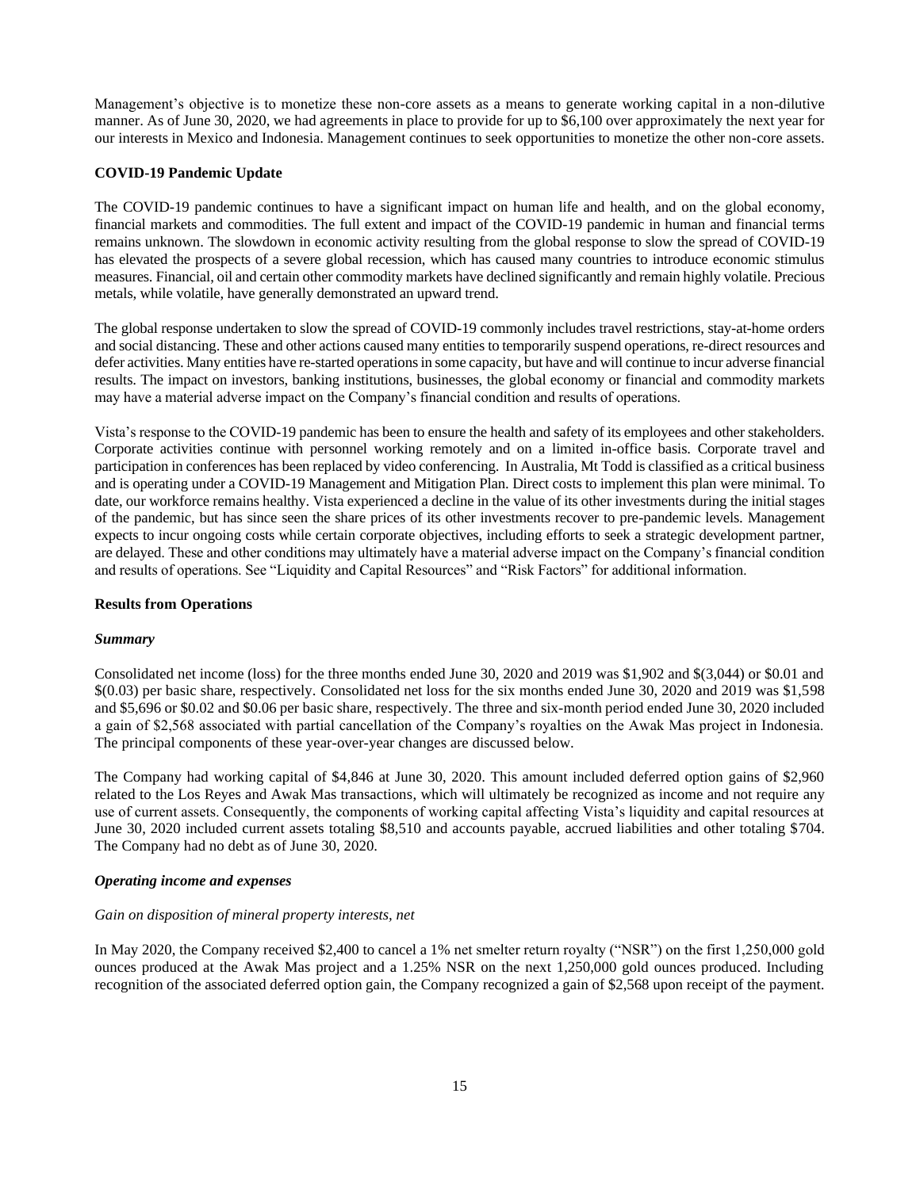Management's objective is to monetize these non-core assets as a means to generate working capital in a non-dilutive manner. As of June 30, 2020, we had agreements in place to provide for up to $6,100 over approximately the next year for our interests in Mexico and Indonesia. Management continues to seek opportunities to monetize the other non-core assets.

**COVID-19 Pandemic Update**

The COVID-19 pandemic continues to have a significant impact on human life and health, and on the global economy, financial markets and commodities. The full extent and impact of the COVID-19 pandemic in human and financial terms remains unknown. The slowdown in economic activity resulting from the global response to slow the spread of COVID-19 has elevated the prospects of a severe global recession, which has caused many countries to introduce economic stimulus measures. Financial, oil and certain other commodity markets have declined significantly and remain highly volatile. Precious metals, while volatile, have generally demonstrated an upward trend.

The global response undertaken to slow the spread of COVID-19 commonly includes travel restrictions, stay-at-home orders and social distancing. These and other actions caused many entities to temporarily suspend operations, re-direct resources and defer activities. Many entities have re-started operations in some capacity, but have and will continue to incur adverse financial results. The impact on investors, banking institutions, businesses, the global economy or financial and commodity markets may have a material adverse impact on the Company's financial condition and results of operations.

Vista's response to the COVID-19 pandemic has been to ensure the health and safety of its employees and other stakeholders. Corporate activities continue with personnel working remotely and on a limited in-office basis. Corporate travel and participation in conferences has been replaced by video conferencing. In Australia, Mt Todd is classified as a critical business and is operating under a COVID-19 Management and Mitigation Plan. Direct costs to implement this plan were minimal. To date, our workforce remains healthy. Vista experienced a decline in the value of its other investments during the initial stages of the pandemic, but has since seen the share prices of its other investments recover to pre-pandemic levels. Management expects to incur ongoing costs while certain corporate objectives, including efforts to seek a strategic development partner, are delayed. These and other conditions may ultimately have a material adverse impact on the Company's financial condition and results of operations. See "Liquidity and Capital Resources" and "Risk Factors" for additional information.

**Results from Operations**

***Summary***

Consolidated net income (loss) for the three months ended June 30, 2020 and 2019 was $1,902 and $(3,044) or $0.01 and $(0.03) per basic share, respectively. Consolidated net loss for the six months ended June 30, 2020 and 2019 was $1,598 and $5,696 or $0.02 and $0.06 per basic share, respectively. The three and six-month period ended June 30, 2020 included a gain of $2,568 associated with partial cancellation of the Company's royalties on the Awak Mas project in Indonesia. The principal components of these year-over-year changes are discussed below.

The Company had working capital of $4,846 at June 30, 2020. This amount included deferred option gains of $2,960 related to the Los Reyes and Awak Mas transactions, which will ultimately be recognized as income and not require any use of current assets. Consequently, the components of working capital affecting Vista's liquidity and capital resources at June 30, 2020 included current assets totaling $8,510 and accounts payable, accrued liabilities and other totaling $704. The Company had no debt as of June 30, 2020.

***Operating income and expenses***

*Gain on disposition of mineral property interests, net*

In May 2020, the Company received $2,400 to cancel a 1% net smelter return royalty ("NSR") on the first 1,250,000 gold ounces produced at the Awak Mas project and a 1.25% NSR on the next 1,250,000 gold ounces produced. Including recognition of the associated deferred option gain, the Company recognized a gain of $2,568 upon receipt of the payment.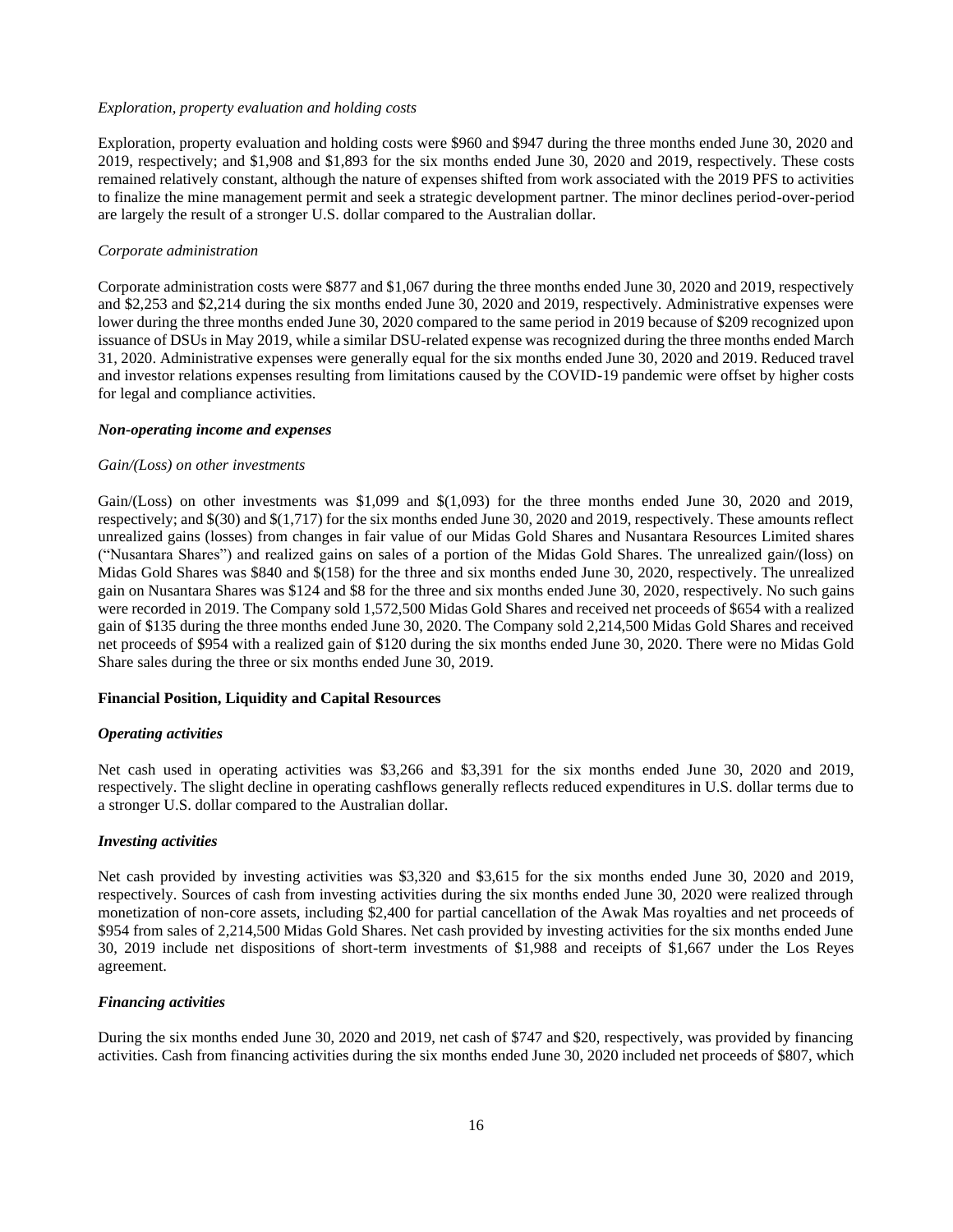*Exploration, property evaluation and holding costs*

Exploration, property evaluation and holding costs were $960 and $947 during the three months ended June 30, 2020 and 2019, respectively; and $1,908 and $1,893 for the six months ended June 30, 2020 and 2019, respectively. These costs remained relatively constant, although the nature of expenses shifted from work associated with the 2019 PFS to activities to finalize the mine management permit and seek a strategic development partner. The minor declines period-over-period are largely the result of a stronger U.S. dollar compared to the Australian dollar.

*Corporate administration*

Corporate administration costs were $877 and $1,067 during the three months ended June 30, 2020 and 2019, respectively and $2,253 and $2,214 during the six months ended June 30, 2020 and 2019, respectively. Administrative expenses were lower during the three months ended June 30, 2020 compared to the same period in 2019 because of $209 recognized upon issuance of DSUs in May 2019, while a similar DSU-related expense was recognized during the three months ended March 31, 2020. Administrative expenses were generally equal for the six months ended June 30, 2020 and 2019. Reduced travel and investor relations expenses resulting from limitations caused by the COVID-19 pandemic were offset by higher costs for legal and compliance activities.

***Non-operating income and expenses***

*Gain/(Loss) on other investments*

Gain/(Loss) on other investments was $1,099 and $(1,093) for the three months ended June 30, 2020 and 2019, respectively; and $(30) and $(1,717) for the six months ended June 30, 2020 and 2019, respectively. These amounts reflect unrealized gains (losses) from changes in fair value of our Midas Gold Shares and Nusantara Resources Limited shares ("Nusantara Shares") and realized gains on sales of a portion of the Midas Gold Shares. The unrealized gain/(loss) on Midas Gold Shares was $840 and $(158) for the three and six months ended June 30, 2020, respectively. The unrealized gain on Nusantara Shares was $124 and $8 for the three and six months ended June 30, 2020, respectively. No such gains were recorded in 2019. The Company sold 1,572,500 Midas Gold Shares and received net proceeds of $654 with a realized gain of $135 during the three months ended June 30, 2020. The Company sold 2,214,500 Midas Gold Shares and received net proceeds of $954 with a realized gain of $120 during the six months ended June 30, 2020. There were no Midas Gold Share sales during the three or six months ended June 30, 2019.

**Financial Position, Liquidity and Capital Resources**

***Operating activities***

Net cash used in operating activities was $3,266 and $3,391 for the six months ended June 30, 2020 and 2019, respectively. The slight decline in operating cashflows generally reflects reduced expenditures in U.S. dollar terms due to a stronger U.S. dollar compared to the Australian dollar.

***Investing activities***

Net cash provided by investing activities was $3,320 and $3,615 for the six months ended June 30, 2020 and 2019, respectively. Sources of cash from investing activities during the six months ended June 30, 2020 were realized through monetization of non-core assets, including $2,400 for partial cancellation of the Awak Mas royalties and net proceeds of $954 from sales of 2,214,500 Midas Gold Shares. Net cash provided by investing activities for the six months ended June 30, 2019 include net dispositions of short-term investments of $1,988 and receipts of $1,667 under the Los Reyes agreement.

***Financing activities***

During the six months ended June 30, 2020 and 2019, net cash of $747 and $20, respectively, was provided by financing activities. Cash from financing activities during the six months ended June 30, 2020 included net proceeds of $807, which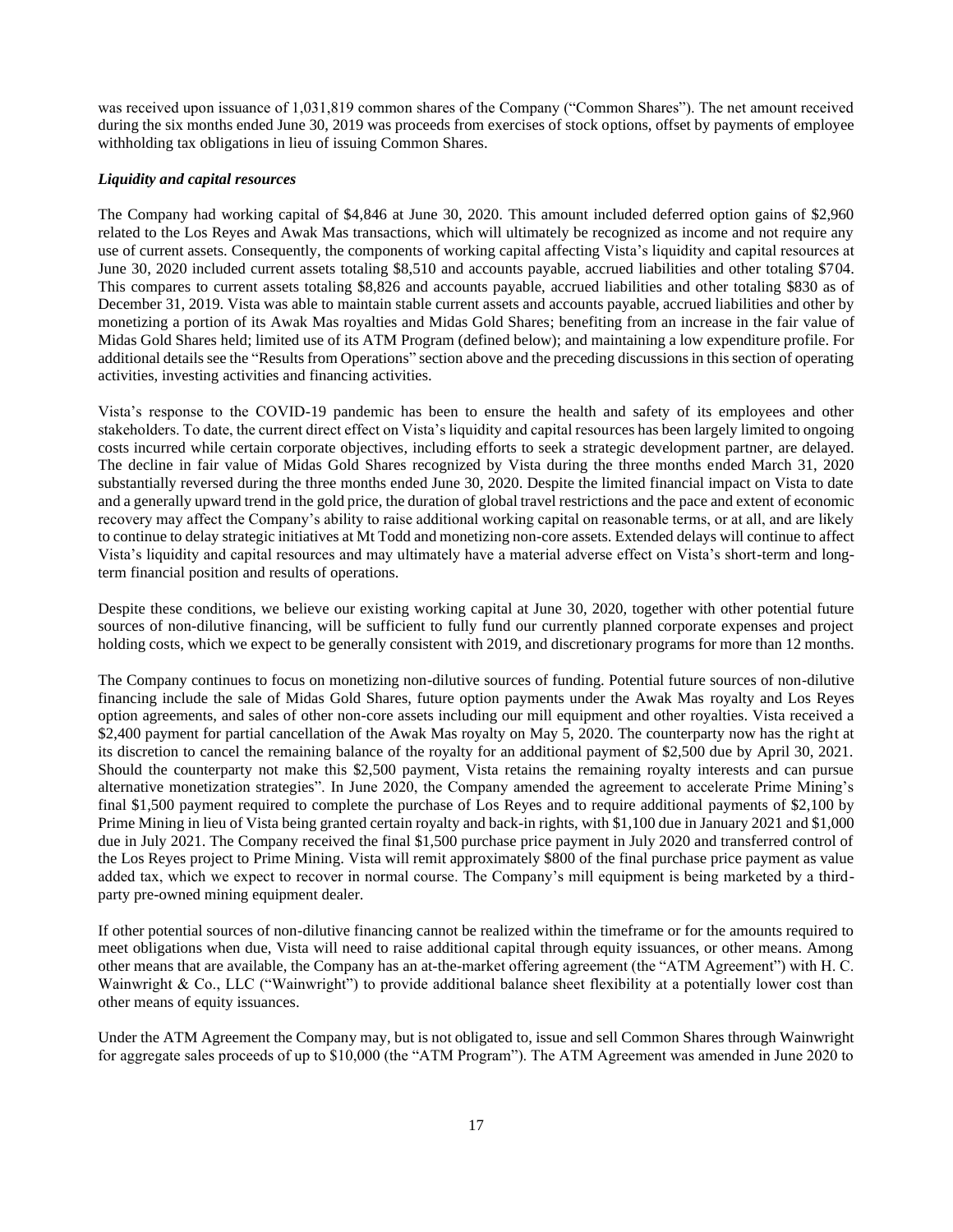was received upon issuance of 1,031,819 common shares of the Company ("Common Shares"). The net amount received during the six months ended June 30, 2019 was proceeds from exercises of stock options, offset by payments of employee withholding tax obligations in lieu of issuing Common Shares.

***Liquidity and capital resources***

The Company had working capital of $4,846 at June 30, 2020. This amount included deferred option gains of $2,960 related to the Los Reyes and Awak Mas transactions, which will ultimately be recognized as income and not require any use of current assets. Consequently, the components of working capital affecting Vista's liquidity and capital resources at June 30, 2020 included current assets totaling $8,510 and accounts payable, accrued liabilities and other totaling $704. This compares to current assets totaling $8,826 and accounts payable, accrued liabilities and other totaling $830 as of December 31, 2019. Vista was able to maintain stable current assets and accounts payable, accrued liabilities and other by monetizing a portion of its Awak Mas royalties and Midas Gold Shares; benefiting from an increase in the fair value of Midas Gold Shares held; limited use of its ATM Program (defined below); and maintaining a low expenditure profile. For additional details see the "Results from Operations" section above and the preceding discussions in this section of operating activities, investing activities and financing activities.

Vista's response to the COVID-19 pandemic has been to ensure the health and safety of its employees and other stakeholders. To date, the current direct effect on Vista's liquidity and capital resources has been largely limited to ongoing costs incurred while certain corporate objectives, including efforts to seek a strategic development partner, are delayed. The decline in fair value of Midas Gold Shares recognized by Vista during the three months ended March 31, 2020 substantially reversed during the three months ended June 30, 2020. Despite the limited financial impact on Vista to date and a generally upward trend in the gold price, the duration of global travel restrictions and the pace and extent of economic recovery may affect the Company's ability to raise additional working capital on reasonable terms, or at all, and are likely to continue to delay strategic initiatives at Mt Todd and monetizing non-core assets. Extended delays will continue to affect Vista's liquidity and capital resources and may ultimately have a material adverse effect on Vista's short-term and long-term financial position and results of operations.

Despite these conditions, we believe our existing working capital at June 30, 2020, together with other potential future sources of non-dilutive financing, will be sufficient to fully fund our currently planned corporate expenses and project holding costs, which we expect to be generally consistent with 2019, and discretionary programs for more than 12 months.

The Company continues to focus on monetizing non-dilutive sources of funding. Potential future sources of non-dilutive financing include the sale of Midas Gold Shares, future option payments under the Awak Mas royalty and Los Reyes option agreements, and sales of other non-core assets including our mill equipment and other royalties. Vista received a $2,400 payment for partial cancellation of the Awak Mas royalty on May 5, 2020. The counterparty now has the right at its discretion to cancel the remaining balance of the royalty for an additional payment of $2,500 due by April 30, 2021. Should the counterparty not make this $2,500 payment, Vista retains the remaining royalty interests and can pursue alternative monetization strategies". In June 2020, the Company amended the agreement to accelerate Prime Mining's final $1,500 payment required to complete the purchase of Los Reyes and to require additional payments of $2,100 by Prime Mining in lieu of Vista being granted certain royalty and back-in rights, with $1,100 due in January 2021 and $1,000 due in July 2021. The Company received the final $1,500 purchase price payment in July 2020 and transferred control of the Los Reyes project to Prime Mining. Vista will remit approximately $800 of the final purchase price payment as value added tax, which we expect to recover in normal course. The Company's mill equipment is being marketed by a third-party pre-owned mining equipment dealer.

If other potential sources of non-dilutive financing cannot be realized within the timeframe or for the amounts required to meet obligations when due, Vista will need to raise additional capital through equity issuances, or other means. Among other means that are available, the Company has an at-the-market offering agreement (the "ATM Agreement") with H. C. Wainwright & Co., LLC ("Wainwright") to provide additional balance sheet flexibility at a potentially lower cost than other means of equity issuances.

Under the ATM Agreement the Company may, but is not obligated to, issue and sell Common Shares through Wainwright for aggregate sales proceeds of up to $10,000 (the "ATM Program"). The ATM Agreement was amended in June 2020 to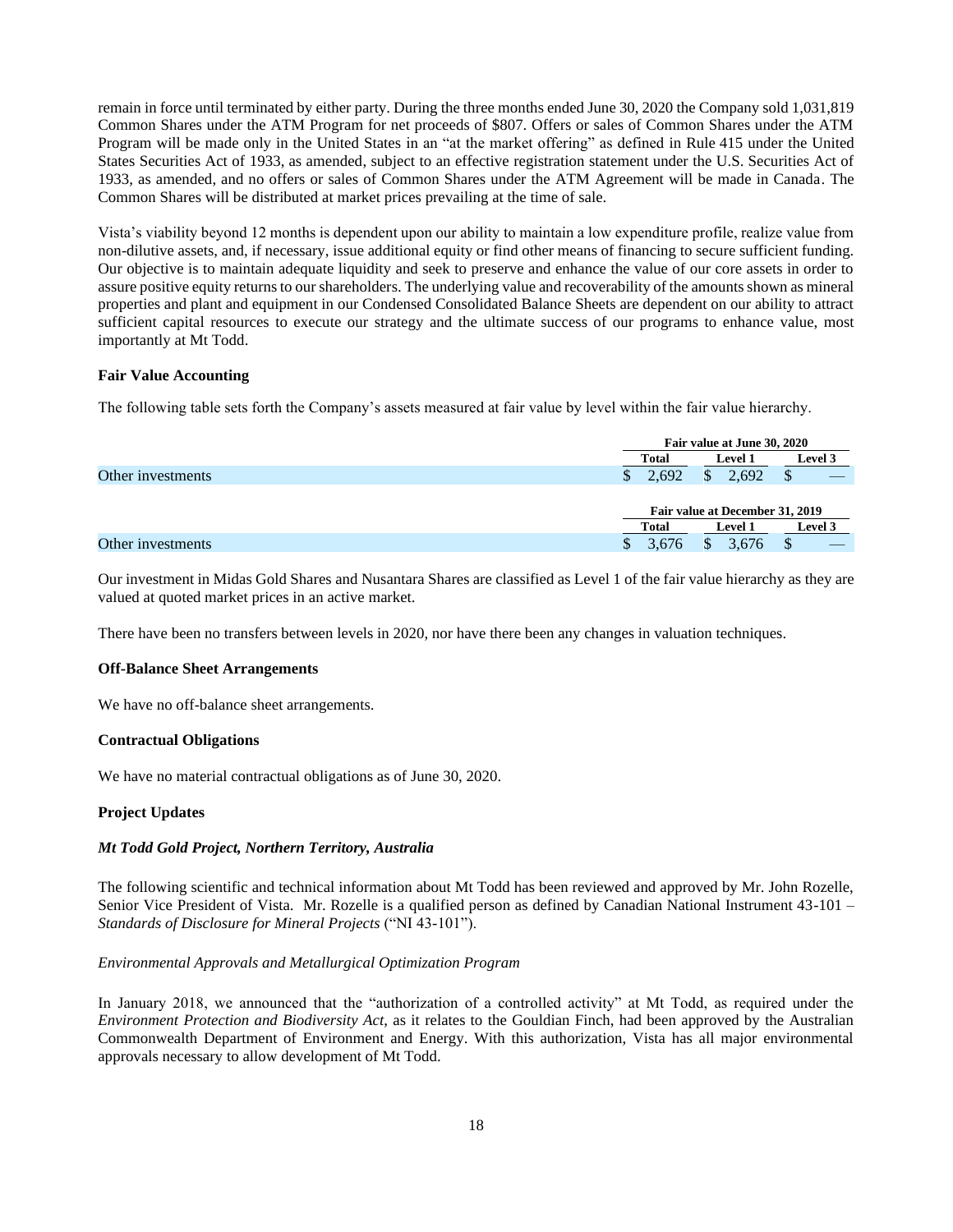remain in force until terminated by either party. During the three months ended June 30, 2020 the Company sold 1,031,819 Common Shares under the ATM Program for net proceeds of $807. Offers or sales of Common Shares under the ATM Program will be made only in the United States in an "at the market offering" as defined in Rule 415 under the United States Securities Act of 1933, as amended, subject to an effective registration statement under the U.S. Securities Act of 1933, as amended, and no offers or sales of Common Shares under the ATM Agreement will be made in Canada. The Common Shares will be distributed at market prices prevailing at the time of sale.

Vista's viability beyond 12 months is dependent upon our ability to maintain a low expenditure profile, realize value from non-dilutive assets, and, if necessary, issue additional equity or find other means of financing to secure sufficient funding. Our objective is to maintain adequate liquidity and seek to preserve and enhance the value of our core assets in order to assure positive equity returns to our shareholders. The underlying value and recoverability of the amounts shown as mineral properties and plant and equipment in our Condensed Consolidated Balance Sheets are dependent on our ability to attract sufficient capital resources to execute our strategy and the ultimate success of our programs to enhance value, most importantly at Mt Todd.

**Fair Value Accounting**

The following table sets forth the Company's assets measured at fair value by level within the fair value hierarchy.

| | Fair value at June 30, 2020 | | |
|---|---|---|---|
| | Total | Level 1 | Level 3 |
| Other investments | $ 2,692 | $ 2,692 | $ — |

| | Fair value at December 31, 2019 | | |
|---|---|---|---|
| | Total | Level 1 | Level 3 |
| Other investments | $ 3,676 | $ 3,676 | $ — |

Our investment in Midas Gold Shares and Nusantara Shares are classified as Level 1 of the fair value hierarchy as they are valued at quoted market prices in an active market.

There have been no transfers between levels in 2020, nor have there been any changes in valuation techniques.

**Off-Balance Sheet Arrangements**

We have no off-balance sheet arrangements.

**Contractual Obligations**

We have no material contractual obligations as of June 30, 2020.

**Project Updates**

***Mt Todd Gold Project, Northern Territory, Australia***

The following scientific and technical information about Mt Todd has been reviewed and approved by Mr. John Rozelle, Senior Vice President of Vista. Mr. Rozelle is a qualified person as defined by Canadian National Instrument 43-101 – *Standards of Disclosure for Mineral Projects* ("NI 43-101").

*Environmental Approvals and Metallurgical Optimization Program*

In January 2018, we announced that the "authorization of a controlled activity" at Mt Todd, as required under the *Environment Protection and Biodiversity Act*, as it relates to the Gouldian Finch, had been approved by the Australian Commonwealth Department of Environment and Energy. With this authorization, Vista has all major environmental approvals necessary to allow development of Mt Todd.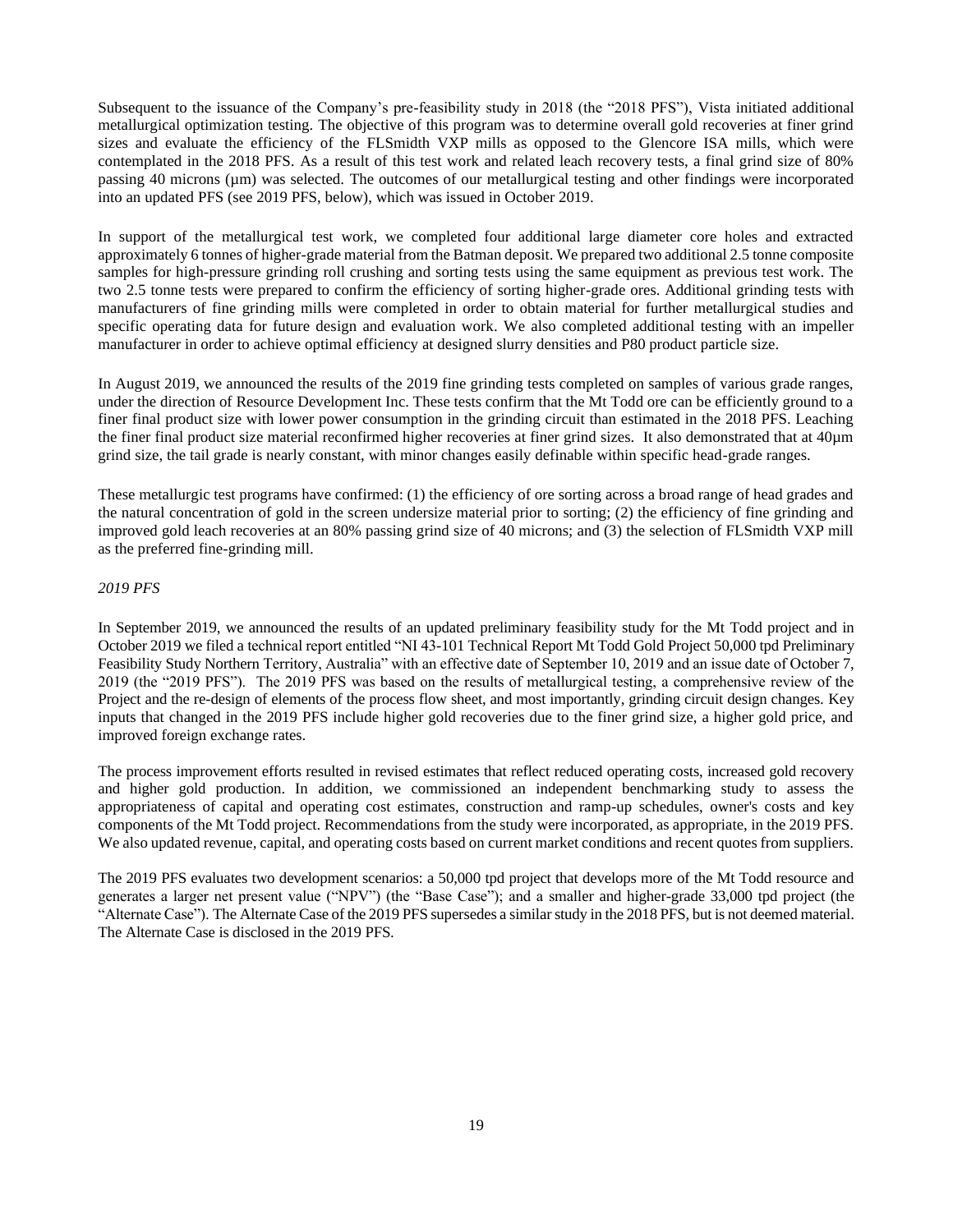Subsequent to the issuance of the Company's pre-feasibility study in 2018 (the "2018 PFS"), Vista initiated additional metallurgical optimization testing. The objective of this program was to determine overall gold recoveries at finer grind sizes and evaluate the efficiency of the FLSmidth VXP mills as opposed to the Glencore ISA mills, which were contemplated in the 2018 PFS. As a result of this test work and related leach recovery tests, a final grind size of 80% passing 40 microns (µm) was selected. The outcomes of our metallurgical testing and other findings were incorporated into an updated PFS (see 2019 PFS, below), which was issued in October 2019.

In support of the metallurgical test work, we completed four additional large diameter core holes and extracted approximately 6 tonnes of higher-grade material from the Batman deposit. We prepared two additional 2.5 tonne composite samples for high-pressure grinding roll crushing and sorting tests using the same equipment as previous test work. The two 2.5 tonne tests were prepared to confirm the efficiency of sorting higher-grade ores. Additional grinding tests with manufacturers of fine grinding mills were completed in order to obtain material for further metallurgical studies and specific operating data for future design and evaluation work. We also completed additional testing with an impeller manufacturer in order to achieve optimal efficiency at designed slurry densities and P80 product particle size.

In August 2019, we announced the results of the 2019 fine grinding tests completed on samples of various grade ranges, under the direction of Resource Development Inc. These tests confirm that the Mt Todd ore can be efficiently ground to a finer final product size with lower power consumption in the grinding circuit than estimated in the 2018 PFS. Leaching the finer final product size material reconfirmed higher recoveries at finer grind sizes. It also demonstrated that at 40µm grind size, the tail grade is nearly constant, with minor changes easily definable within specific head-grade ranges.

These metallurgic test programs have confirmed: (1) the efficiency of ore sorting across a broad range of head grades and the natural concentration of gold in the screen undersize material prior to sorting; (2) the efficiency of fine grinding and improved gold leach recoveries at an 80% passing grind size of 40 microns; and (3) the selection of FLSmidth VXP mill as the preferred fine-grinding mill.

*2019 PFS*

In September 2019, we announced the results of an updated preliminary feasibility study for the Mt Todd project and in October 2019 we filed a technical report entitled "NI 43-101 Technical Report Mt Todd Gold Project 50,000 tpd Preliminary Feasibility Study Northern Territory, Australia" with an effective date of September 10, 2019 and an issue date of October 7, 2019 (the "2019 PFS"). The 2019 PFS was based on the results of metallurgical testing, a comprehensive review of the Project and the re-design of elements of the process flow sheet, and most importantly, grinding circuit design changes. Key inputs that changed in the 2019 PFS include higher gold recoveries due to the finer grind size, a higher gold price, and improved foreign exchange rates.

The process improvement efforts resulted in revised estimates that reflect reduced operating costs, increased gold recovery and higher gold production. In addition, we commissioned an independent benchmarking study to assess the appropriateness of capital and operating cost estimates, construction and ramp-up schedules, owner's costs and key components of the Mt Todd project. Recommendations from the study were incorporated, as appropriate, in the 2019 PFS. We also updated revenue, capital, and operating costs based on current market conditions and recent quotes from suppliers.

The 2019 PFS evaluates two development scenarios: a 50,000 tpd project that develops more of the Mt Todd resource and generates a larger net present value ("NPV") (the "Base Case"); and a smaller and higher-grade 33,000 tpd project (the "Alternate Case"). The Alternate Case of the 2019 PFS supersedes a similar study in the 2018 PFS, but is not deemed material. The Alternate Case is disclosed in the 2019 PFS.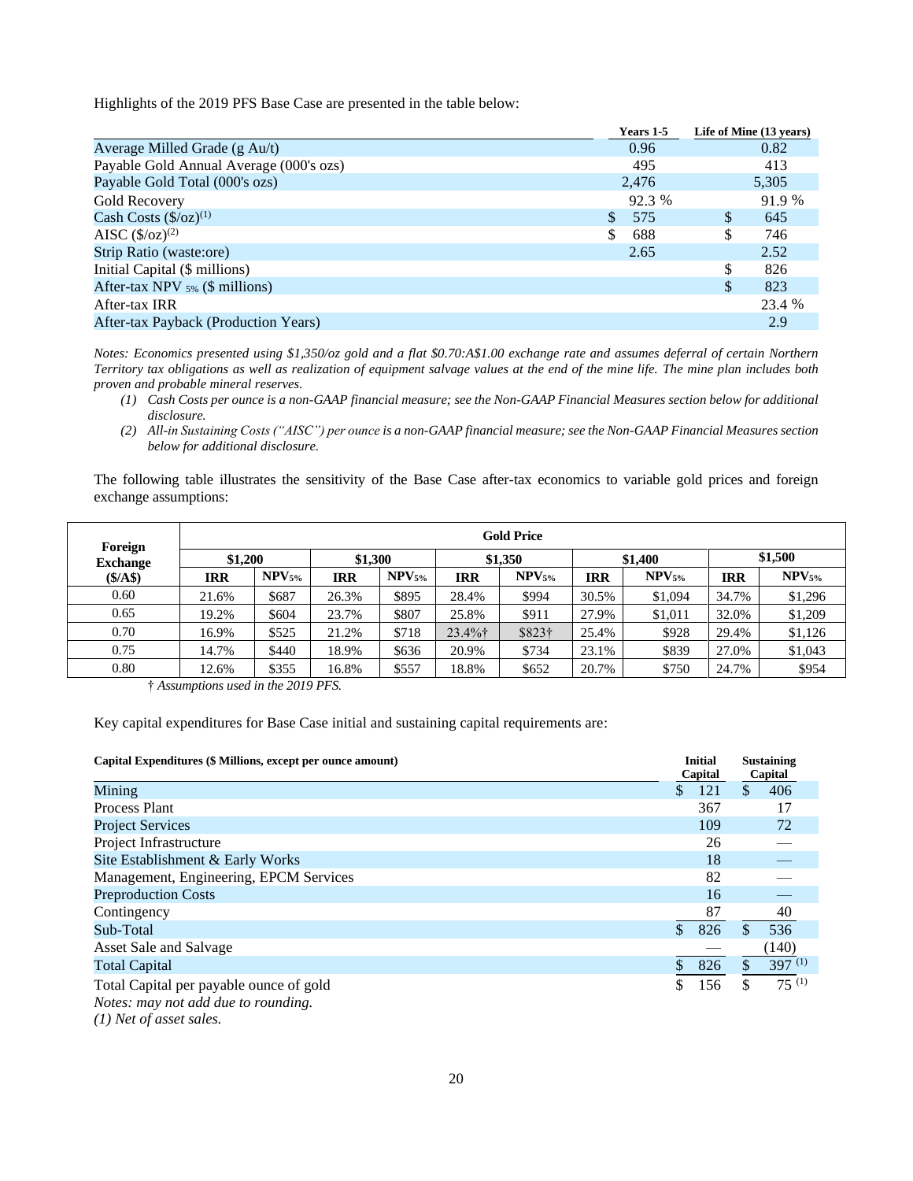Highlights of the 2019 PFS Base Case are presented in the table below:

| | Years 1-5 | Life of Mine (13 years) |
|---|---|---|
| Average Milled Grade (g Au/t) | 0.96 | 0.82 |
| Payable Gold Annual Average (000's ozs) | 495 | 413 |
| Payable Gold Total (000's ozs) | 2,476 | 5,305 |
| Gold Recovery | 92.3 % | 91.9 % |
| Cash Costs ($/oz)(1) | $ 575 | $ 645 |
| AISC ($/oz)(2) | $ 688 | $ 746 |
| Strip Ratio (waste:ore) | 2.65 | 2.52 |
| Initial Capital ($ millions) | | $ 826 |
| After-tax NPV $_{5\%}$ ($ millions) | | $ 823 |
| After-tax IRR | | 23.4 % |
| After-tax Payback (Production Years) | | 2.9 |

*Notes: Economics presented using $1,350/oz gold and a flat $0.70:A$1.00 exchange rate and assumes deferral of certain Northern Territory tax obligations as well as realization of equipment salvage values at the end of the mine life. The mine plan includes both proven and probable mineral reserves.*

1. *Cash Costs per ounce is a non-GAAP financial measure; see the Non-GAAP Financial Measures section below for additional disclosure.*
2. *All-in Sustaining Costs ("AISC") per ounce is a non-GAAP financial measure; see the Non-GAAP Financial Measures section below for additional disclosure.*

The following table illustrates the sensitivity of the Base Case after-tax economics to variable gold prices and foreign exchange assumptions:

| Foreign Exchange ($/A$) | Gold Price | | | | | | | | | |
|---|---|---|---|---|---|---|---|---|---|---|
| | $1,200 | | $1,300 | | $1,350 | | $1,400 | | $1,500 | |
| | IRR | NPV$_{5\%}$ | IRR | NPV$_{5\%}$ | IRR | NPV$_{5\%}$ | IRR | NPV$_{5\%}$ | IRR | NPV$_{5\%}$ |
| 0.60 | 21.6% | $687 | 26.3% | $895 | 28.4% | $994 | 30.5% | $1,094 | 34.7% | $1,296 |
| 0.65 | 19.2% | $604 | 23.7% | $807 | 25.8% | $911 | 27.9% | $1,011 | 32.0% | $1,209 |
| 0.70 | 16.9% | $525 | 21.2% | $718 | 23.4%† | $823† | 25.4% | $928 | 29.4% | $1,126 |
| 0.75 | 14.7% | $440 | 18.9% | $636 | 20.9% | $734 | 23.1% | $839 | 27.0% | $1,043 |
| 0.80 | 12.6% | $355 | 16.8% | $557 | 18.8% | $652 | 20.7% | $750 | 24.7% | $954 |

† *Assumptions used in the 2019 PFS.*

Key capital expenditures for Base Case initial and sustaining capital requirements are:

| Capital Expenditures ($ Millions, except per ounce amount) | Initial Capital | Sustaining Capital |
|---|---|---|
| Mining | $ 121 | $ 406 |
| Process Plant | 367 | 17 |
| Project Services | 109 | 72 |
| Project Infrastructure | 26 | — |
| Site Establishment & Early Works | 18 | — |
| Management, Engineering, EPCM Services | 82 | — |
| Preproduction Costs | 16 | — |
| Contingency | 87 | 40 |
| Sub-Total | $ 826 | $ 536 |
| Asset Sale and Salvage | — | (140) |
| Total Capital | $ 826 | $ 397 (1) |
| Total Capital per payable ounce of gold | $ 156 | $ 75 (1) |

*Notes: may not add due to rounding.*

*(1) Net of asset sales.*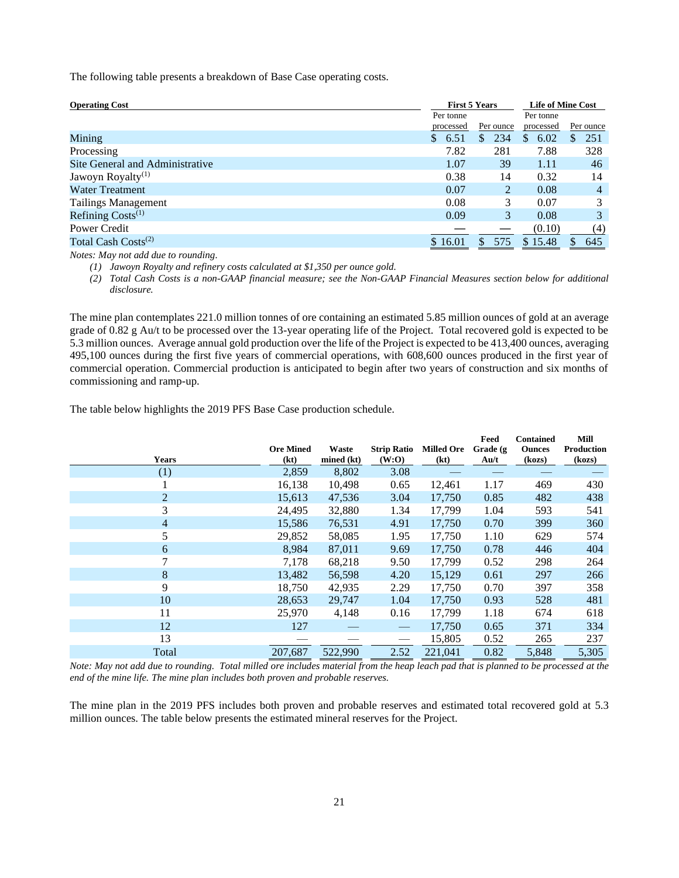The following table presents a breakdown of Base Case operating costs.

| Operating Cost | First 5 Years | | Life of Mine Cost | |
|---|---|---|---|---|
| | Per tonne processed | Per ounce | Per tonne processed | Per ounce |
| Mining | $ 6.51 | $ 234 | $ 6.02 | $ 251 |
| Processing | 7.82 | 281 | 7.88 | 328 |
| Site General and Administrative | 1.07 | 39 | 1.11 | 46 |
| Jawoyn Royalty(1) | 0.38 | 14 | 0.32 | 14 |
| Water Treatment | 0.07 | 2 | 0.08 | 4 |
| Tailings Management | 0.08 | 3 | 0.07 | 3 |
| Refining Costs(1) | 0.09 | 3 | 0.08 | 3 |
| Power Credit | — | — | (0.10) | (4) |
| Total Cash Costs(2) | $ 16.01 | $ 575 | $ 15.48 | $ 645 |

*Notes: May not add due to rounding.*

*(1) Jawoyn Royalty and refinery costs calculated at $1,350 per ounce gold.*

*(2) Total Cash Costs is a non-GAAP financial measure; see the Non-GAAP Financial Measures section below for additional disclosure.*

The mine plan contemplates 221.0 million tonnes of ore containing an estimated 5.85 million ounces of gold at an average grade of 0.82 g Au/t to be processed over the 13-year operating life of the Project. Total recovered gold is expected to be 5.3 million ounces. Average annual gold production over the life of the Project is expected to be 413,400 ounces, averaging 495,100 ounces during the first five years of commercial operations, with 608,600 ounces produced in the first year of commercial operation. Commercial production is anticipated to begin after two years of construction and six months of commissioning and ramp-up.

The table below highlights the 2019 PFS Base Case production schedule.

| Years | Ore Mined (kt) | Waste mined (kt) | Strip Ratio (W:O) | Milled Ore (kt) | Feed Grade (g Au/t | Contained Ounces (kozs) | Mill Production (kozs) |
|---|---|---|---|---|---|---|---|
| (1) | 2,859 | 8,802 | 3.08 | — | — | — | — |
| 1 | 16,138 | 10,498 | 0.65 | 12,461 | 1.17 | 469 | 430 |
| 2 | 15,613 | 47,536 | 3.04 | 17,750 | 0.85 | 482 | 438 |
| 3 | 24,495 | 32,880 | 1.34 | 17,799 | 1.04 | 593 | 541 |
| 4 | 15,586 | 76,531 | 4.91 | 17,750 | 0.70 | 399 | 360 |
| 5 | 29,852 | 58,085 | 1.95 | 17,750 | 1.10 | 629 | 574 |
| 6 | 8,984 | 87,011 | 9.69 | 17,750 | 0.78 | 446 | 404 |
| 7 | 7,178 | 68,218 | 9.50 | 17,799 | 0.52 | 298 | 264 |
| 8 | 13,482 | 56,598 | 4.20 | 15,129 | 0.61 | 297 | 266 |
| 9 | 18,750 | 42,935 | 2.29 | 17,750 | 0.70 | 397 | 358 |
| 10 | 28,653 | 29,747 | 1.04 | 17,750 | 0.93 | 528 | 481 |
| 11 | 25,970 | 4,148 | 0.16 | 17,799 | 1.18 | 674 | 618 |
| 12 | 127 | — | — | 17,750 | 0.65 | 371 | 334 |
| 13 | — | — | — | 15,805 | 0.52 | 265 | 237 |
| Total | 207,687 | 522,990 | 2.52 | 221,041 | 0.82 | 5,848 | 5,305 |

*Note: May not add due to rounding. Total milled ore includes material from the heap leach pad that is planned to be processed at the end of the mine life. The mine plan includes both proven and probable reserves.*

The mine plan in the 2019 PFS includes both proven and probable reserves and estimated total recovered gold at 5.3 million ounces. The table below presents the estimated mineral reserves for the Project.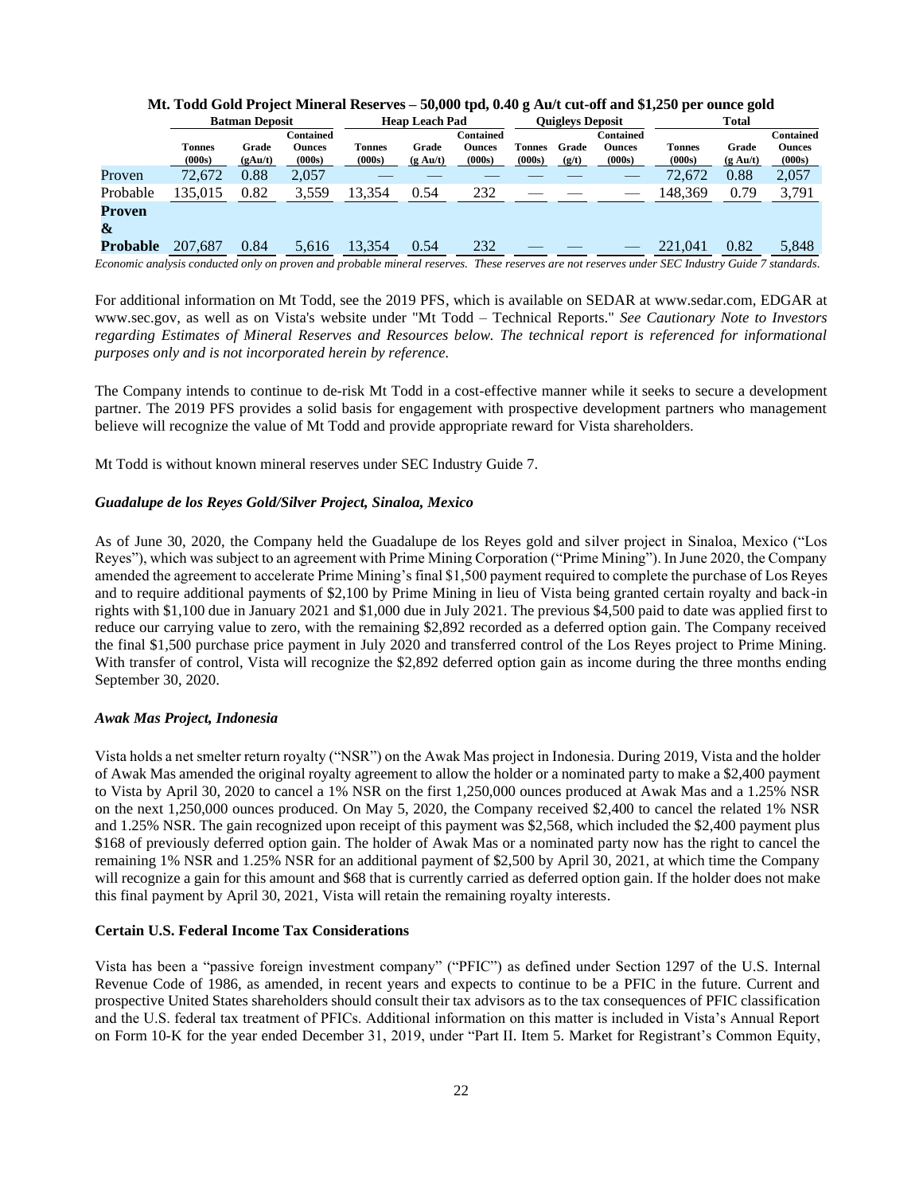**Mt. Todd Gold Project Mineral Reserves – 50,000 tpd, 0.40 g Au/t cut-off and $1,250 per ounce gold**

| | Batman Deposit | | | Heap Leach Pad | | | Quigleys Deposit | | | Total | | |
|---|---|---|---|---|---|---|---|---|---|---|---|---|
| | Tonnes (000s) | Grade (gAu/t) | Contained Ounces (000s) | Tonnes (000s) | Grade (g Au/t) | Contained Ounces (000s) | Tonnes (000s) | Grade (g/t) | Contained Ounces (000s) | Tonnes (000s) | Grade (g Au/t) | Contained Ounces (000s) |
| Proven | 72,672 | 0.88 | 2,057 | — | — | — | — | — | — | 72,672 | 0.88 | 2,057 |
| Probable | 135,015 | 0.82 | 3,559 | 13,354 | 0.54 | 232 | — | — | — | 148,369 | 0.79 | 3,791 |
| **Proven & Probable** | 207,687 | 0.84 | 5,616 | 13,354 | 0.54 | 232 | — | — | — | 221,041 | 0.82 | 5,848 |

*Economic analysis conducted only on proven and probable mineral reserves. These reserves are not reserves under SEC Industry Guide 7 standards.*

For additional information on Mt Todd, see the 2019 PFS, which is available on SEDAR at www.sedar.com, EDGAR at www.sec.gov, as well as on Vista's website under "Mt Todd – Technical Reports." *See Cautionary Note to Investors regarding Estimates of Mineral Reserves and Resources below. The technical report is referenced for informational purposes only and is not incorporated herein by reference.*

The Company intends to continue to de-risk Mt Todd in a cost-effective manner while it seeks to secure a development partner. The 2019 PFS provides a solid basis for engagement with prospective development partners who management believe will recognize the value of Mt Todd and provide appropriate reward for Vista shareholders.

Mt Todd is without known mineral reserves under SEC Industry Guide 7.

***Guadalupe de los Reyes Gold/Silver Project, Sinaloa, Mexico***

As of June 30, 2020, the Company held the Guadalupe de los Reyes gold and silver project in Sinaloa, Mexico ("Los Reyes"), which was subject to an agreement with Prime Mining Corporation ("Prime Mining"). In June 2020, the Company amended the agreement to accelerate Prime Mining's final $1,500 payment required to complete the purchase of Los Reyes and to require additional payments of $2,100 by Prime Mining in lieu of Vista being granted certain royalty and back-in rights with $1,100 due in January 2021 and $1,000 due in July 2021. The previous $4,500 paid to date was applied first to reduce our carrying value to zero, with the remaining $2,892 recorded as a deferred option gain. The Company received the final $1,500 purchase price payment in July 2020 and transferred control of the Los Reyes project to Prime Mining. With transfer of control, Vista will recognize the $2,892 deferred option gain as income during the three months ending September 30, 2020.

***Awak Mas Project, Indonesia***

Vista holds a net smelter return royalty ("NSR") on the Awak Mas project in Indonesia. During 2019, Vista and the holder of Awak Mas amended the original royalty agreement to allow the holder or a nominated party to make a $2,400 payment to Vista by April 30, 2020 to cancel a 1% NSR on the first 1,250,000 ounces produced at Awak Mas and a 1.25% NSR on the next 1,250,000 ounces produced. On May 5, 2020, the Company received $2,400 to cancel the related 1% NSR and 1.25% NSR. The gain recognized upon receipt of this payment was $2,568, which included the $2,400 payment plus $168 of previously deferred option gain. The holder of Awak Mas or a nominated party now has the right to cancel the remaining 1% NSR and 1.25% NSR for an additional payment of $2,500 by April 30, 2021, at which time the Company will recognize a gain for this amount and $68 that is currently carried as deferred option gain. If the holder does not make this final payment by April 30, 2021, Vista will retain the remaining royalty interests.

**Certain U.S. Federal Income Tax Considerations**

Vista has been a "passive foreign investment company" ("PFIC") as defined under Section 1297 of the U.S. Internal Revenue Code of 1986, as amended, in recent years and expects to continue to be a PFIC in the future. Current and prospective United States shareholders should consult their tax advisors as to the tax consequences of PFIC classification and the U.S. federal tax treatment of PFICs. Additional information on this matter is included in Vista's Annual Report on Form 10-K for the year ended December 31, 2019, under "Part II. Item 5. Market for Registrant's Common Equity,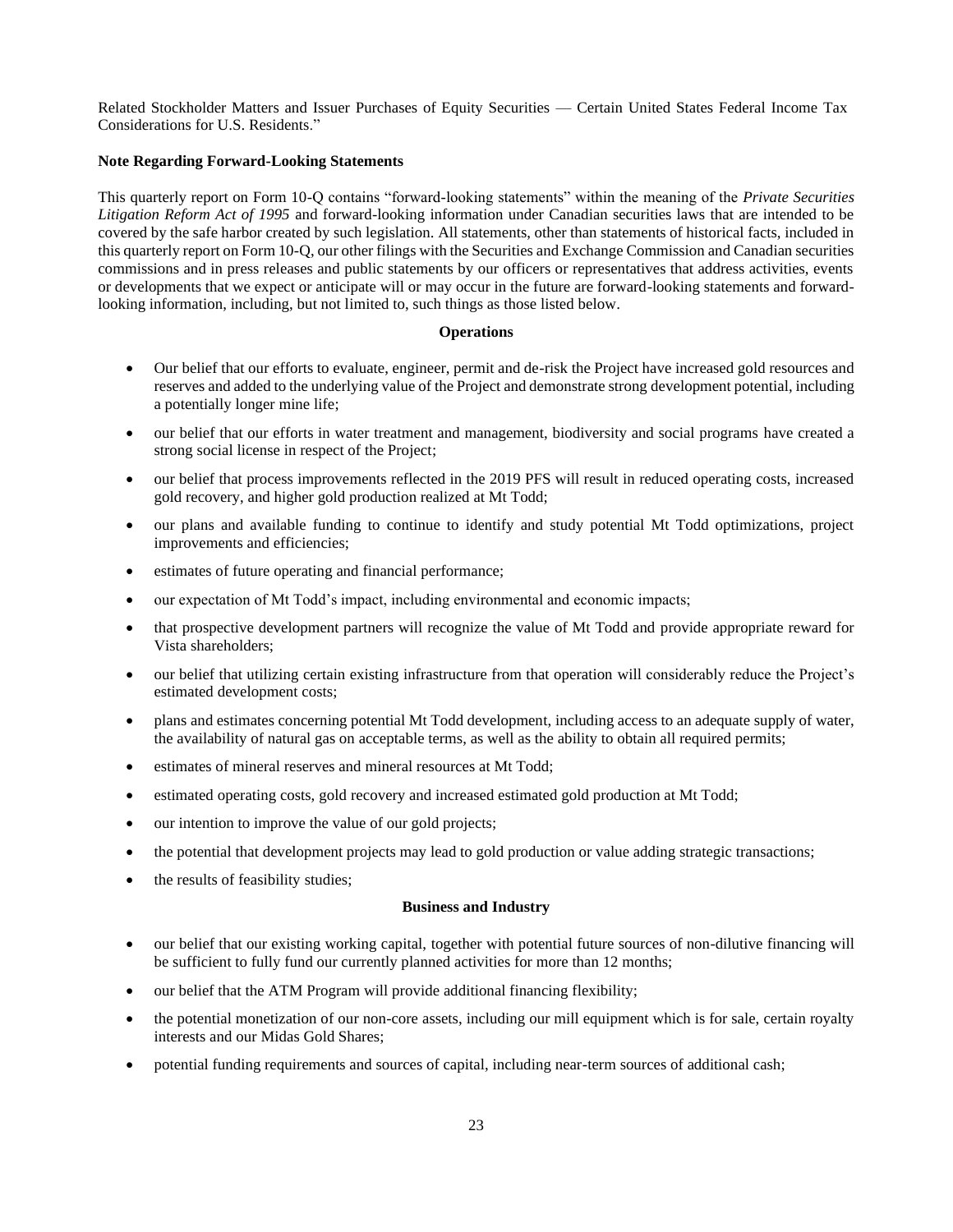Related Stockholder Matters and Issuer Purchases of Equity Securities — Certain United States Federal Income Tax Considerations for U.S. Residents."

**Note Regarding Forward-Looking Statements**

This quarterly report on Form 10-Q contains "forward-looking statements" within the meaning of the *Private Securities Litigation Reform Act of 1995* and forward-looking information under Canadian securities laws that are intended to be covered by the safe harbor created by such legislation. All statements, other than statements of historical facts, included in this quarterly report on Form 10-Q, our other filings with the Securities and Exchange Commission and Canadian securities commissions and in press releases and public statements by our officers or representatives that address activities, events or developments that we expect or anticipate will or may occur in the future are forward-looking statements and forward-looking information, including, but not limited to, such things as those listed below.

**Operations**

- Our belief that our efforts to evaluate, engineer, permit and de-risk the Project have increased gold resources and reserves and added to the underlying value of the Project and demonstrate strong development potential, including a potentially longer mine life;
- our belief that our efforts in water treatment and management, biodiversity and social programs have created a strong social license in respect of the Project;
- our belief that process improvements reflected in the 2019 PFS will result in reduced operating costs, increased gold recovery, and higher gold production realized at Mt Todd;
- our plans and available funding to continue to identify and study potential Mt Todd optimizations, project improvements and efficiencies;
- estimates of future operating and financial performance;
- our expectation of Mt Todd's impact, including environmental and economic impacts;
- that prospective development partners will recognize the value of Mt Todd and provide appropriate reward for Vista shareholders;
- our belief that utilizing certain existing infrastructure from that operation will considerably reduce the Project's estimated development costs;
- plans and estimates concerning potential Mt Todd development, including access to an adequate supply of water, the availability of natural gas on acceptable terms, as well as the ability to obtain all required permits;
- estimates of mineral reserves and mineral resources at Mt Todd;
- estimated operating costs, gold recovery and increased estimated gold production at Mt Todd;
- our intention to improve the value of our gold projects;
- the potential that development projects may lead to gold production or value adding strategic transactions;
- the results of feasibility studies;

**Business and Industry**

- our belief that our existing working capital, together with potential future sources of non-dilutive financing will be sufficient to fully fund our currently planned activities for more than 12 months;
- our belief that the ATM Program will provide additional financing flexibility;
- the potential monetization of our non-core assets, including our mill equipment which is for sale, certain royalty interests and our Midas Gold Shares;
- potential funding requirements and sources of capital, including near-term sources of additional cash;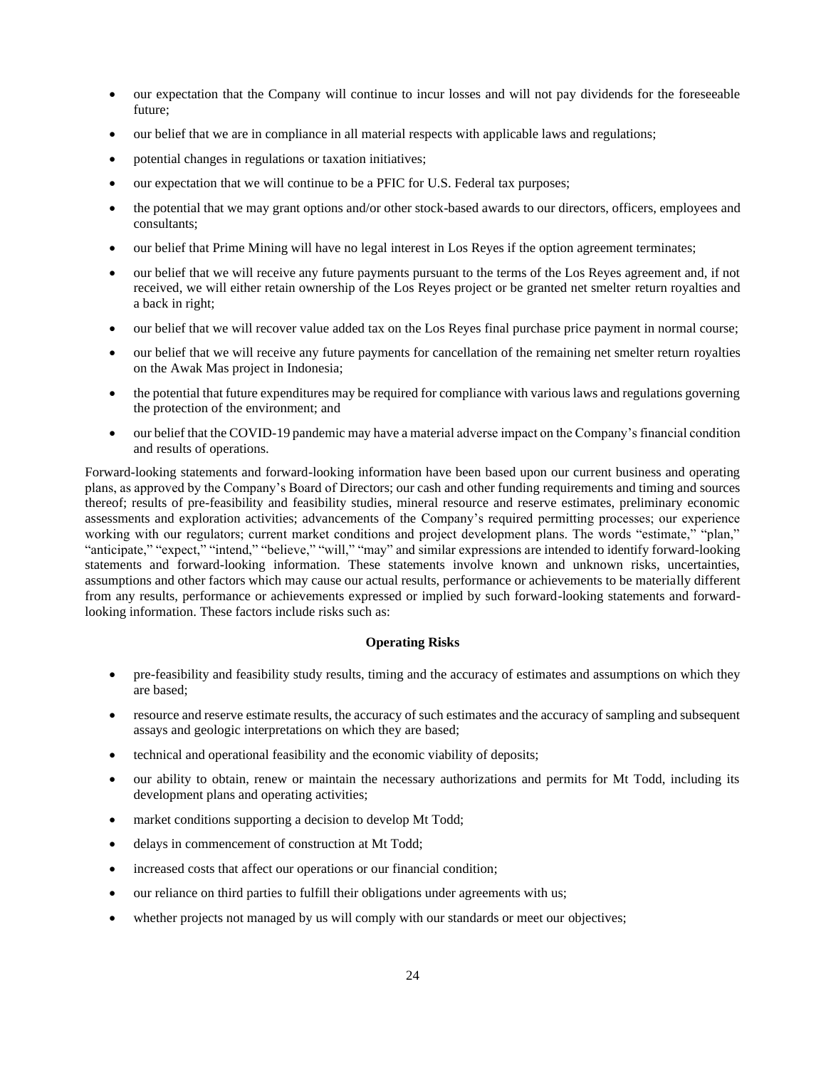- our expectation that the Company will continue to incur losses and will not pay dividends for the foreseeable future;
- our belief that we are in compliance in all material respects with applicable laws and regulations;
- potential changes in regulations or taxation initiatives;
- our expectation that we will continue to be a PFIC for U.S. Federal tax purposes;
- the potential that we may grant options and/or other stock-based awards to our directors, officers, employees and consultants;
- our belief that Prime Mining will have no legal interest in Los Reyes if the option agreement terminates;
- our belief that we will receive any future payments pursuant to the terms of the Los Reyes agreement and, if not received, we will either retain ownership of the Los Reyes project or be granted net smelter return royalties and a back in right;
- our belief that we will recover value added tax on the Los Reyes final purchase price payment in normal course;
- our belief that we will receive any future payments for cancellation of the remaining net smelter return royalties on the Awak Mas project in Indonesia;
- the potential that future expenditures may be required for compliance with various laws and regulations governing the protection of the environment; and
- our belief that the COVID-19 pandemic may have a material adverse impact on the Company's financial condition and results of operations.

Forward-looking statements and forward-looking information have been based upon our current business and operating plans, as approved by the Company's Board of Directors; our cash and other funding requirements and timing and sources thereof; results of pre-feasibility and feasibility studies, mineral resource and reserve estimates, preliminary economic assessments and exploration activities; advancements of the Company's required permitting processes; our experience working with our regulators; current market conditions and project development plans. The words "estimate," "plan," "anticipate," "expect," "intend," "believe," "will," "may" and similar expressions are intended to identify forward-looking statements and forward-looking information. These statements involve known and unknown risks, uncertainties, assumptions and other factors which may cause our actual results, performance or achievements to be materially different from any results, performance or achievements expressed or implied by such forward-looking statements and forward-looking information. These factors include risks such as:

**Operating Risks**

- pre-feasibility and feasibility study results, timing and the accuracy of estimates and assumptions on which they are based;
- resource and reserve estimate results, the accuracy of such estimates and the accuracy of sampling and subsequent assays and geologic interpretations on which they are based;
- technical and operational feasibility and the economic viability of deposits;
- our ability to obtain, renew or maintain the necessary authorizations and permits for Mt Todd, including its development plans and operating activities;
- market conditions supporting a decision to develop Mt Todd;
- delays in commencement of construction at Mt Todd;
- increased costs that affect our operations or our financial condition;
- our reliance on third parties to fulfill their obligations under agreements with us;
- whether projects not managed by us will comply with our standards or meet our objectives;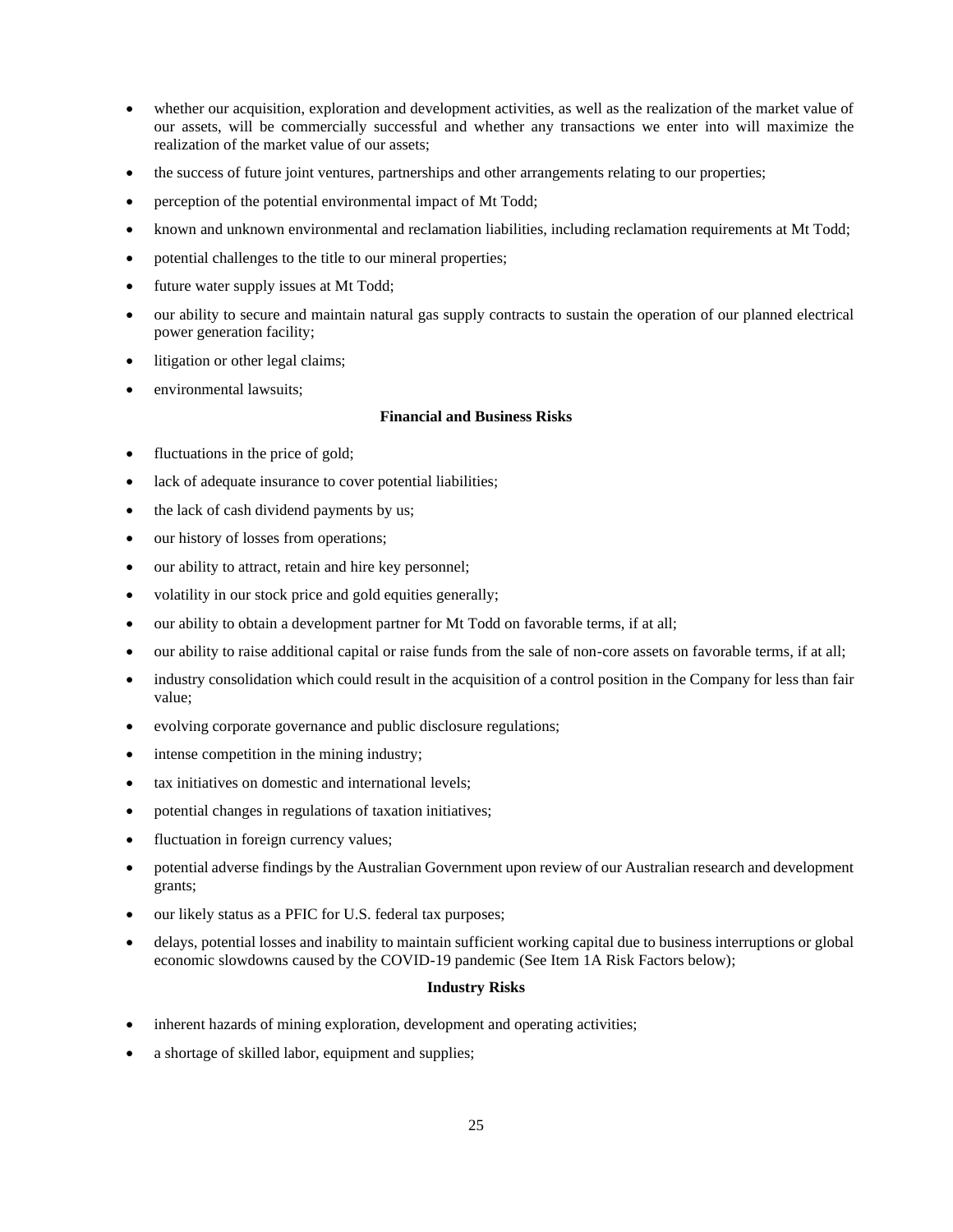- whether our acquisition, exploration and development activities, as well as the realization of the market value of our assets, will be commercially successful and whether any transactions we enter into will maximize the realization of the market value of our assets;
- the success of future joint ventures, partnerships and other arrangements relating to our properties;
- perception of the potential environmental impact of Mt Todd;
- known and unknown environmental and reclamation liabilities, including reclamation requirements at Mt Todd;
- potential challenges to the title to our mineral properties;
- future water supply issues at Mt Todd;
- our ability to secure and maintain natural gas supply contracts to sustain the operation of our planned electrical power generation facility;
- litigation or other legal claims;
- environmental lawsuits;

**Financial and Business Risks**

- fluctuations in the price of gold;
- lack of adequate insurance to cover potential liabilities;
- the lack of cash dividend payments by us;
- our history of losses from operations;
- our ability to attract, retain and hire key personnel;
- volatility in our stock price and gold equities generally;
- our ability to obtain a development partner for Mt Todd on favorable terms, if at all;
- our ability to raise additional capital or raise funds from the sale of non-core assets on favorable terms, if at all;
- industry consolidation which could result in the acquisition of a control position in the Company for less than fair value;
- evolving corporate governance and public disclosure regulations;
- intense competition in the mining industry;
- tax initiatives on domestic and international levels;
- potential changes in regulations of taxation initiatives;
- fluctuation in foreign currency values;
- potential adverse findings by the Australian Government upon review of our Australian research and development grants;
- our likely status as a PFIC for U.S. federal tax purposes;
- delays, potential losses and inability to maintain sufficient working capital due to business interruptions or global economic slowdowns caused by the COVID-19 pandemic (See Item 1A Risk Factors below);

**Industry Risks**

- inherent hazards of mining exploration, development and operating activities;
- a shortage of skilled labor, equipment and supplies;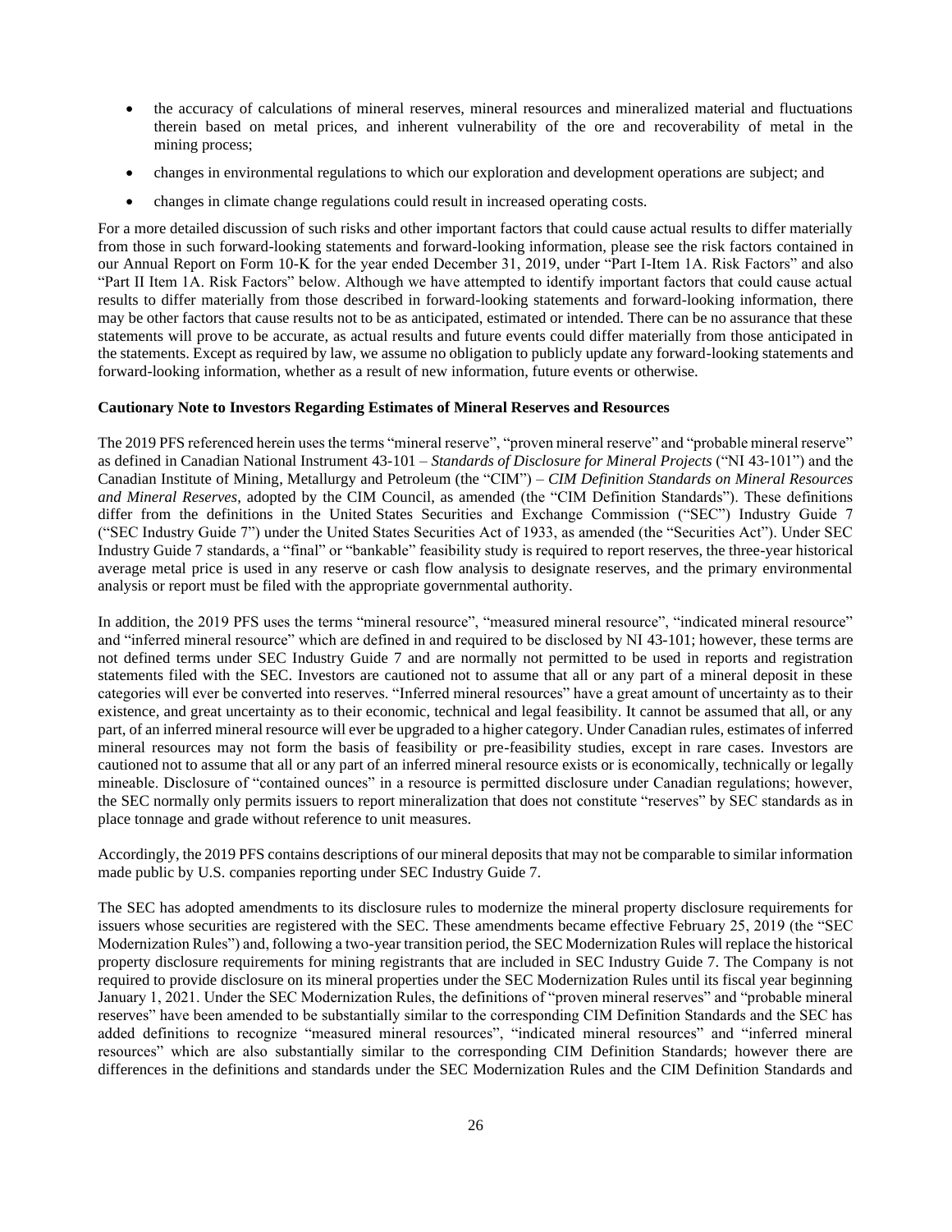- the accuracy of calculations of mineral reserves, mineral resources and mineralized material and fluctuations therein based on metal prices, and inherent vulnerability of the ore and recoverability of metal in the mining process;
- changes in environmental regulations to which our exploration and development operations are subject; and
- changes in climate change regulations could result in increased operating costs.

For a more detailed discussion of such risks and other important factors that could cause actual results to differ materially from those in such forward-looking statements and forward-looking information, please see the risk factors contained in our Annual Report on Form 10-K for the year ended December 31, 2019, under "Part I-Item 1A. Risk Factors" and also "Part II Item 1A. Risk Factors" below. Although we have attempted to identify important factors that could cause actual results to differ materially from those described in forward-looking statements and forward-looking information, there may be other factors that cause results not to be as anticipated, estimated or intended. There can be no assurance that these statements will prove to be accurate, as actual results and future events could differ materially from those anticipated in the statements. Except as required by law, we assume no obligation to publicly update any forward-looking statements and forward-looking information, whether as a result of new information, future events or otherwise.

**Cautionary Note to Investors Regarding Estimates of Mineral Reserves and Resources**

The 2019 PFS referenced herein uses the terms "mineral reserve", "proven mineral reserve" and "probable mineral reserve" as defined in Canadian National Instrument 43-101 – *Standards of Disclosure for Mineral Projects* ("NI 43-101") and the Canadian Institute of Mining, Metallurgy and Petroleum (the "CIM") – *CIM Definition Standards on Mineral Resources and Mineral Reserves*, adopted by the CIM Council, as amended (the "CIM Definition Standards"). These definitions differ from the definitions in the United States Securities and Exchange Commission ("SEC") Industry Guide 7 ("SEC Industry Guide 7") under the United States Securities Act of 1933, as amended (the "Securities Act"). Under SEC Industry Guide 7 standards, a "final" or "bankable" feasibility study is required to report reserves, the three-year historical average metal price is used in any reserve or cash flow analysis to designate reserves, and the primary environmental analysis or report must be filed with the appropriate governmental authority.

In addition, the 2019 PFS uses the terms "mineral resource", "measured mineral resource", "indicated mineral resource" and "inferred mineral resource" which are defined in and required to be disclosed by NI 43-101; however, these terms are not defined terms under SEC Industry Guide 7 and are normally not permitted to be used in reports and registration statements filed with the SEC. Investors are cautioned not to assume that all or any part of a mineral deposit in these categories will ever be converted into reserves. "Inferred mineral resources" have a great amount of uncertainty as to their existence, and great uncertainty as to their economic, technical and legal feasibility. It cannot be assumed that all, or any part, of an inferred mineral resource will ever be upgraded to a higher category. Under Canadian rules, estimates of inferred mineral resources may not form the basis of feasibility or pre-feasibility studies, except in rare cases. Investors are cautioned not to assume that all or any part of an inferred mineral resource exists or is economically, technically or legally mineable. Disclosure of "contained ounces" in a resource is permitted disclosure under Canadian regulations; however, the SEC normally only permits issuers to report mineralization that does not constitute "reserves" by SEC standards as in place tonnage and grade without reference to unit measures.

Accordingly, the 2019 PFS contains descriptions of our mineral deposits that may not be comparable to similar information made public by U.S. companies reporting under SEC Industry Guide 7.

The SEC has adopted amendments to its disclosure rules to modernize the mineral property disclosure requirements for issuers whose securities are registered with the SEC. These amendments became effective February 25, 2019 (the "SEC Modernization Rules") and, following a two-year transition period, the SEC Modernization Rules will replace the historical property disclosure requirements for mining registrants that are included in SEC Industry Guide 7. The Company is not required to provide disclosure on its mineral properties under the SEC Modernization Rules until its fiscal year beginning January 1, 2021. Under the SEC Modernization Rules, the definitions of "proven mineral reserves" and "probable mineral reserves" have been amended to be substantially similar to the corresponding CIM Definition Standards and the SEC has added definitions to recognize "measured mineral resources", "indicated mineral resources" and "inferred mineral resources" which are also substantially similar to the corresponding CIM Definition Standards; however there are differences in the definitions and standards under the SEC Modernization Rules and the CIM Definition Standards and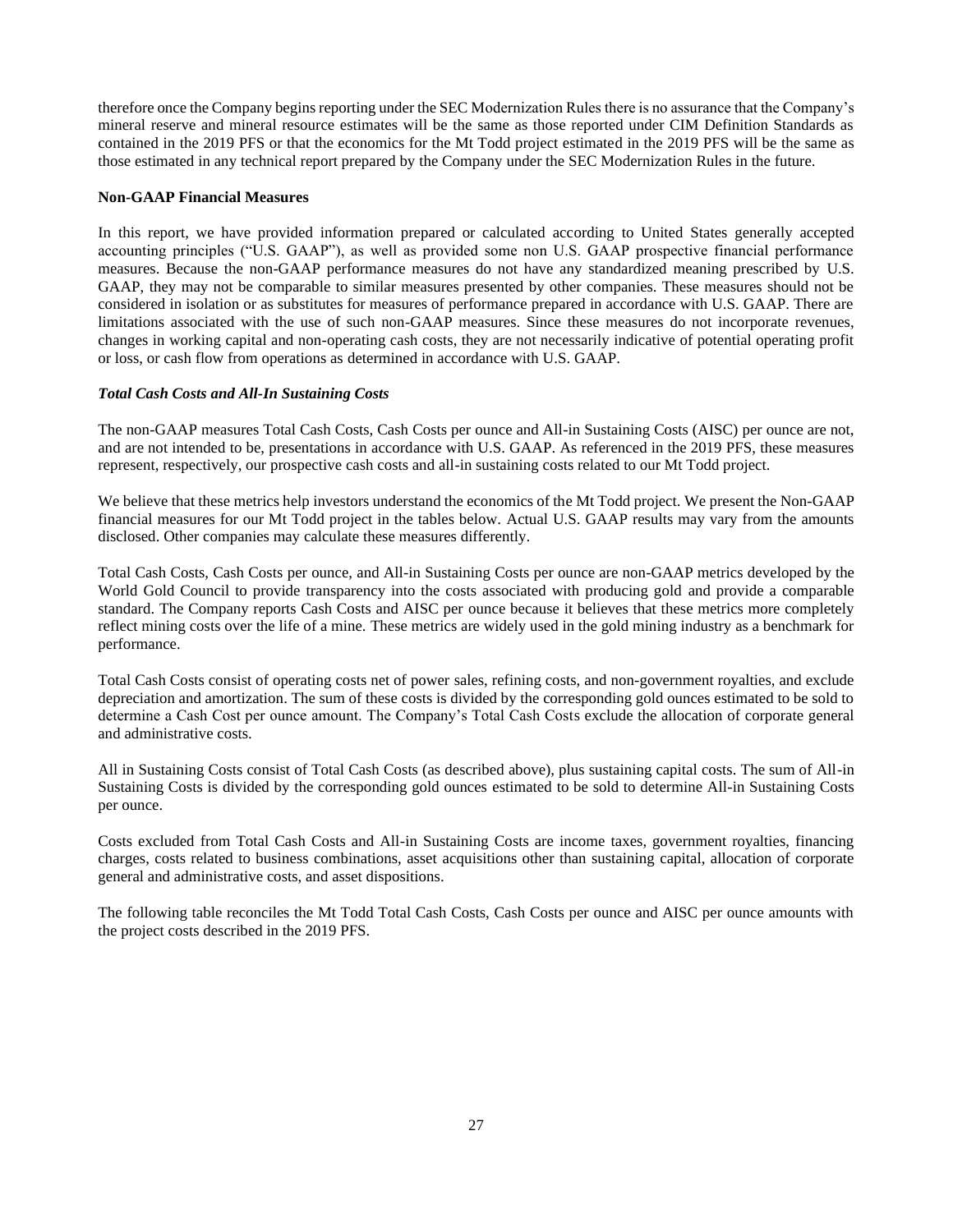therefore once the Company begins reporting under the SEC Modernization Rules there is no assurance that the Company's mineral reserve and mineral resource estimates will be the same as those reported under CIM Definition Standards as contained in the 2019 PFS or that the economics for the Mt Todd project estimated in the 2019 PFS will be the same as those estimated in any technical report prepared by the Company under the SEC Modernization Rules in the future.

**Non-GAAP Financial Measures**

In this report, we have provided information prepared or calculated according to United States generally accepted accounting principles ("U.S. GAAP"), as well as provided some non U.S. GAAP prospective financial performance measures. Because the non-GAAP performance measures do not have any standardized meaning prescribed by U.S. GAAP, they may not be comparable to similar measures presented by other companies. These measures should not be considered in isolation or as substitutes for measures of performance prepared in accordance with U.S. GAAP. There are limitations associated with the use of such non-GAAP measures. Since these measures do not incorporate revenues, changes in working capital and non-operating cash costs, they are not necessarily indicative of potential operating profit or loss, or cash flow from operations as determined in accordance with U.S. GAAP.

***Total Cash Costs and All-In Sustaining Costs***

The non-GAAP measures Total Cash Costs, Cash Costs per ounce and All-in Sustaining Costs (AISC) per ounce are not, and are not intended to be, presentations in accordance with U.S. GAAP. As referenced in the 2019 PFS, these measures represent, respectively, our prospective cash costs and all-in sustaining costs related to our Mt Todd project.

We believe that these metrics help investors understand the economics of the Mt Todd project. We present the Non-GAAP financial measures for our Mt Todd project in the tables below. Actual U.S. GAAP results may vary from the amounts disclosed. Other companies may calculate these measures differently.

Total Cash Costs, Cash Costs per ounce, and All-in Sustaining Costs per ounce are non-GAAP metrics developed by the World Gold Council to provide transparency into the costs associated with producing gold and provide a comparable standard. The Company reports Cash Costs and AISC per ounce because it believes that these metrics more completely reflect mining costs over the life of a mine. These metrics are widely used in the gold mining industry as a benchmark for performance.

Total Cash Costs consist of operating costs net of power sales, refining costs, and non-government royalties, and exclude depreciation and amortization. The sum of these costs is divided by the corresponding gold ounces estimated to be sold to determine a Cash Cost per ounce amount. The Company's Total Cash Costs exclude the allocation of corporate general and administrative costs.

All in Sustaining Costs consist of Total Cash Costs (as described above), plus sustaining capital costs. The sum of All-in Sustaining Costs is divided by the corresponding gold ounces estimated to be sold to determine All-in Sustaining Costs per ounce.

Costs excluded from Total Cash Costs and All-in Sustaining Costs are income taxes, government royalties, financing charges, costs related to business combinations, asset acquisitions other than sustaining capital, allocation of corporate general and administrative costs, and asset dispositions.

The following table reconciles the Mt Todd Total Cash Costs, Cash Costs per ounce and AISC per ounce amounts with the project costs described in the 2019 PFS.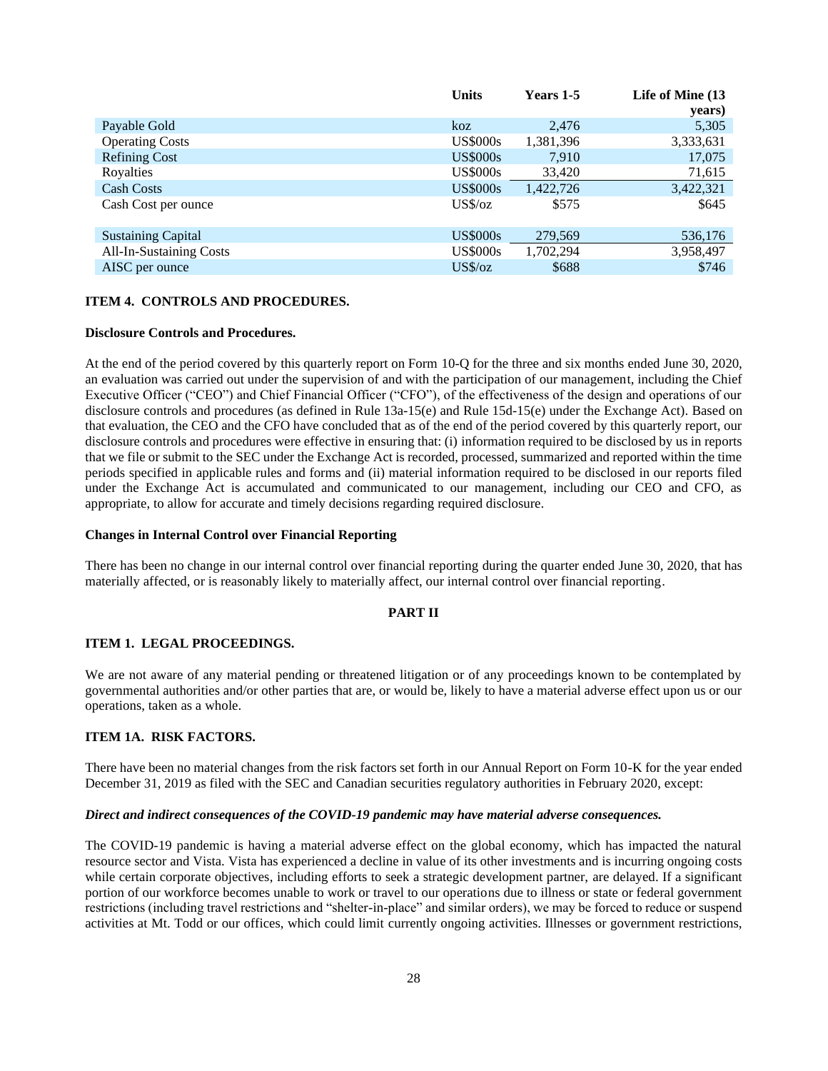| | Units | Years 1-5 | Life of Mine (13 years) |
|---|---|---|---|
| Payable Gold | koz | 2,476 | 5,305 |
| Operating Costs | US$000s | 1,381,396 | 3,333,631 |
| Refining Cost | US$000s | 7,910 | 17,075 |
| Royalties | US$000s | 33,420 | 71,615 |
| Cash Costs | US$000s | 1,422,726 | 3,422,321 |
| Cash Cost per ounce | US$/oz | $575 | $645 |
| | | | |
| Sustaining Capital | US$000s | 279,569 | 536,176 |
| All-In-Sustaining Costs | US$000s | 1,702,294 | 3,958,497 |
| AISC per ounce | US$/oz | $688 | $746 |

## ITEM 4. CONTROLS AND PROCEDURES.

### Disclosure Controls and Procedures.

At the end of the period covered by this quarterly report on Form 10-Q for the three and six months ended June 30, 2020, an evaluation was carried out under the supervision of and with the participation of our management, including the Chief Executive Officer ("CEO") and Chief Financial Officer ("CFO"), of the effectiveness of the design and operations of our disclosure controls and procedures (as defined in Rule 13a-15(e) and Rule 15d-15(e) under the Exchange Act). Based on that evaluation, the CEO and the CFO have concluded that as of the end of the period covered by this quarterly report, our disclosure controls and procedures were effective in ensuring that: (i) information required to be disclosed by us in reports that we file or submit to the SEC under the Exchange Act is recorded, processed, summarized and reported within the time periods specified in applicable rules and forms and (ii) material information required to be disclosed in our reports filed under the Exchange Act is accumulated and communicated to our management, including our CEO and CFO, as appropriate, to allow for accurate and timely decisions regarding required disclosure.

### Changes in Internal Control over Financial Reporting

There has been no change in our internal control over financial reporting during the quarter ended June 30, 2020, that has materially affected, or is reasonably likely to materially affect, our internal control over financial reporting.

# PART II

## ITEM 1. LEGAL PROCEEDINGS.

We are not aware of any material pending or threatened litigation or of any proceedings known to be contemplated by governmental authorities and/or other parties that are, or would be, likely to have a material adverse effect upon us or our operations, taken as a whole.

## ITEM 1A. RISK FACTORS.

There have been no material changes from the risk factors set forth in our Annual Report on Form 10-K for the year ended December 31, 2019 as filed with the SEC and Canadian securities regulatory authorities in February 2020, except:

***Direct and indirect consequences of the COVID-19 pandemic may have material adverse consequences.***

The COVID-19 pandemic is having a material adverse effect on the global economy, which has impacted the natural resource sector and Vista. Vista has experienced a decline in value of its other investments and is incurring ongoing costs while certain corporate objectives, including efforts to seek a strategic development partner, are delayed. If a significant portion of our workforce becomes unable to work or travel to our operations due to illness or state or federal government restrictions (including travel restrictions and "shelter-in-place" and similar orders), we may be forced to reduce or suspend activities at Mt. Todd or our offices, which could limit currently ongoing activities. Illnesses or government restrictions,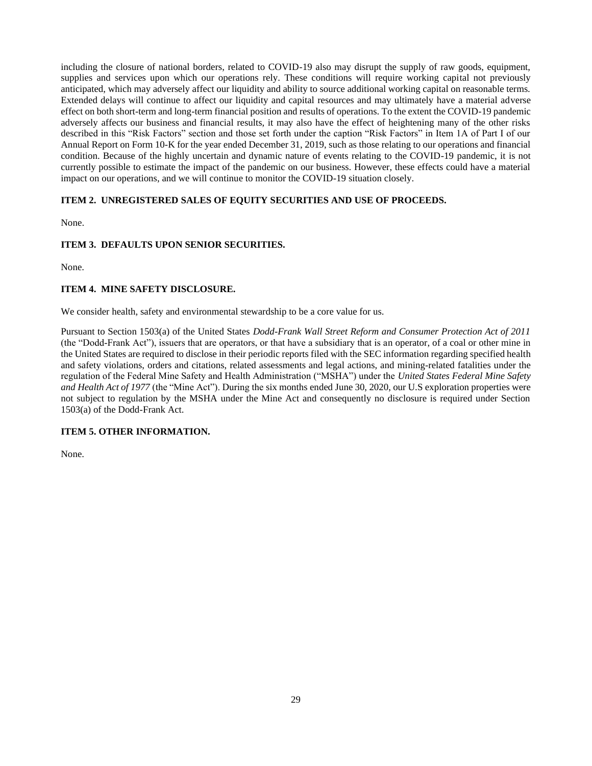including the closure of national borders, related to COVID-19 also may disrupt the supply of raw goods, equipment, supplies and services upon which our operations rely. These conditions will require working capital not previously anticipated, which may adversely affect our liquidity and ability to source additional working capital on reasonable terms. Extended delays will continue to affect our liquidity and capital resources and may ultimately have a material adverse effect on both short-term and long-term financial position and results of operations. To the extent the COVID-19 pandemic adversely affects our business and financial results, it may also have the effect of heightening many of the other risks described in this "Risk Factors" section and those set forth under the caption "Risk Factors" in Item 1A of Part I of our Annual Report on Form 10-K for the year ended December 31, 2019, such as those relating to our operations and financial condition. Because of the highly uncertain and dynamic nature of events relating to the COVID-19 pandemic, it is not currently possible to estimate the impact of the pandemic on our business. However, these effects could have a material impact on our operations, and we will continue to monitor the COVID-19 situation closely.

### ITEM 2. UNREGISTERED SALES OF EQUITY SECURITIES AND USE OF PROCEEDS.

None.

### ITEM 3. DEFAULTS UPON SENIOR SECURITIES.

None.

### ITEM 4. MINE SAFETY DISCLOSURE.

We consider health, safety and environmental stewardship to be a core value for us.

Pursuant to Section 1503(a) of the United States *Dodd-Frank Wall Street Reform and Consumer Protection Act of 2011* (the "Dodd-Frank Act"), issuers that are operators, or that have a subsidiary that is an operator, of a coal or other mine in the United States are required to disclose in their periodic reports filed with the SEC information regarding specified health and safety violations, orders and citations, related assessments and legal actions, and mining-related fatalities under the regulation of the Federal Mine Safety and Health Administration ("MSHA") under the *United States Federal Mine Safety and Health Act of 1977* (the "Mine Act"). During the six months ended June 30, 2020, our U.S exploration properties were not subject to regulation by the MSHA under the Mine Act and consequently no disclosure is required under Section 1503(a) of the Dodd-Frank Act.

### ITEM 5. OTHER INFORMATION.

None.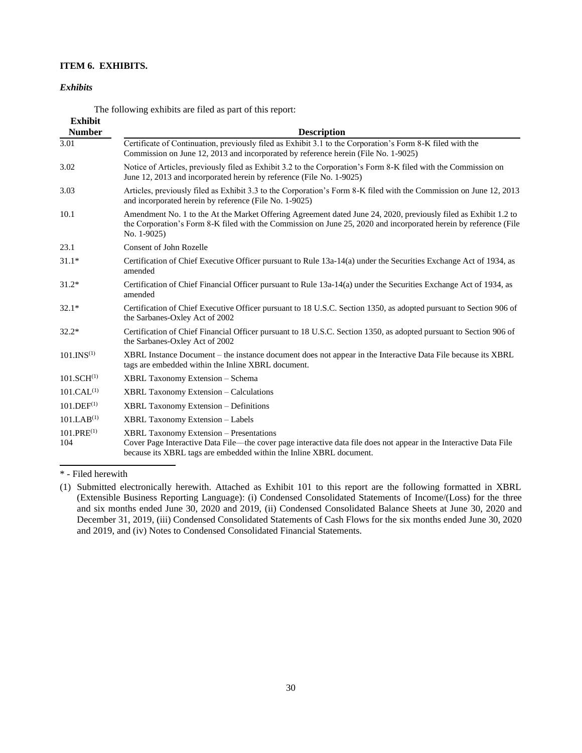### ITEM 6. EXHIBITS.

*Exhibits*

The following exhibits are filed as part of this report:

| Exhibit Number | Description |
|---|---|
| 3.01 | Certificate of Continuation, previously filed as Exhibit 3.1 to the Corporation's Form 8-K filed with the Commission on June 12, 2013 and incorporated by reference herein (File No. 1-9025) |
| 3.02 | Notice of Articles, previously filed as Exhibit 3.2 to the Corporation's Form 8-K filed with the Commission on June 12, 2013 and incorporated herein by reference (File No. 1-9025) |
| 3.03 | Articles, previously filed as Exhibit 3.3 to the Corporation's Form 8-K filed with the Commission on June 12, 2013 and incorporated herein by reference (File No. 1-9025) |
| 10.1 | Amendment No. 1 to the At the Market Offering Agreement dated June 24, 2020, previously filed as Exhibit 1.2 to the Corporation's Form 8-K filed with the Commission on June 25, 2020 and incorporated herein by reference (File No. 1-9025) |
| 23.1 | Consent of John Rozelle |
| 31.1* | Certification of Chief Executive Officer pursuant to Rule 13a-14(a) under the Securities Exchange Act of 1934, as amended |
| 31.2* | Certification of Chief Financial Officer pursuant to Rule 13a-14(a) under the Securities Exchange Act of 1934, as amended |
| 32.1* | Certification of Chief Executive Officer pursuant to 18 U.S.C. Section 1350, as adopted pursuant to Section 906 of the Sarbanes-Oxley Act of 2002 |
| 32.2* | Certification of Chief Financial Officer pursuant to 18 U.S.C. Section 1350, as adopted pursuant to Section 906 of the Sarbanes-Oxley Act of 2002 |
| 101.INS(1) | XBRL Instance Document – the instance document does not appear in the Interactive Data File because its XBRL tags are embedded within the Inline XBRL document. |
| 101.SCH(1) | XBRL Taxonomy Extension – Schema |
| 101.CAL(1) | XBRL Taxonomy Extension – Calculations |
| 101.DEF(1) | XBRL Taxonomy Extension – Definitions |
| 101.LAB(1) | XBRL Taxonomy Extension – Labels |
| 101.PRE(1) | XBRL Taxonomy Extension – Presentations |
| 104 | Cover Page Interactive Data File—the cover page interactive data file does not appear in the Interactive Data File because its XBRL tags are embedded within the Inline XBRL document. |

\* - Filed herewith

(1) Submitted electronically herewith. Attached as Exhibit 101 to this report are the following formatted in XBRL (Extensible Business Reporting Language): (i) Condensed Consolidated Statements of Income/(Loss) for the three and six months ended June 30, 2020 and 2019, (ii) Condensed Consolidated Balance Sheets at June 30, 2020 and December 31, 2019, (iii) Condensed Consolidated Statements of Cash Flows for the six months ended June 30, 2020 and 2019, and (iv) Notes to Condensed Consolidated Financial Statements.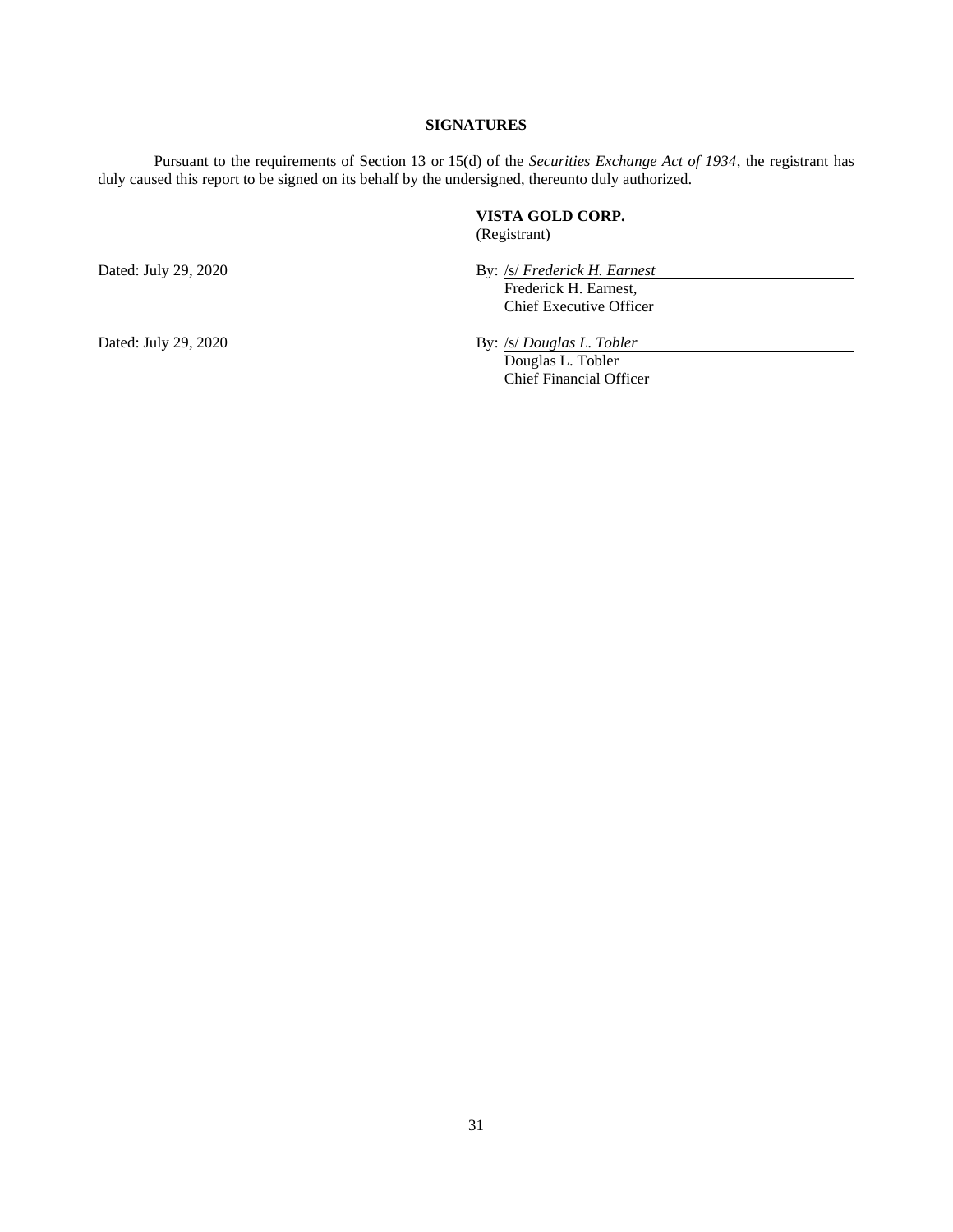# SIGNATURES

Pursuant to the requirements of Section 13 or 15(d) of the *Securities Exchange Act of 1934*, the registrant has duly caused this report to be signed on its behalf by the undersigned, thereunto duly authorized.

**VISTA GOLD CORP.**
(Registrant)

Dated: July 29, 2020

By: /s/ *Frederick H. Earnest*
Frederick H. Earnest,
Chief Executive Officer

Dated: July 29, 2020

By: /s/ *Douglas L. Tobler*
Douglas L. Tobler
Chief Financial Officer